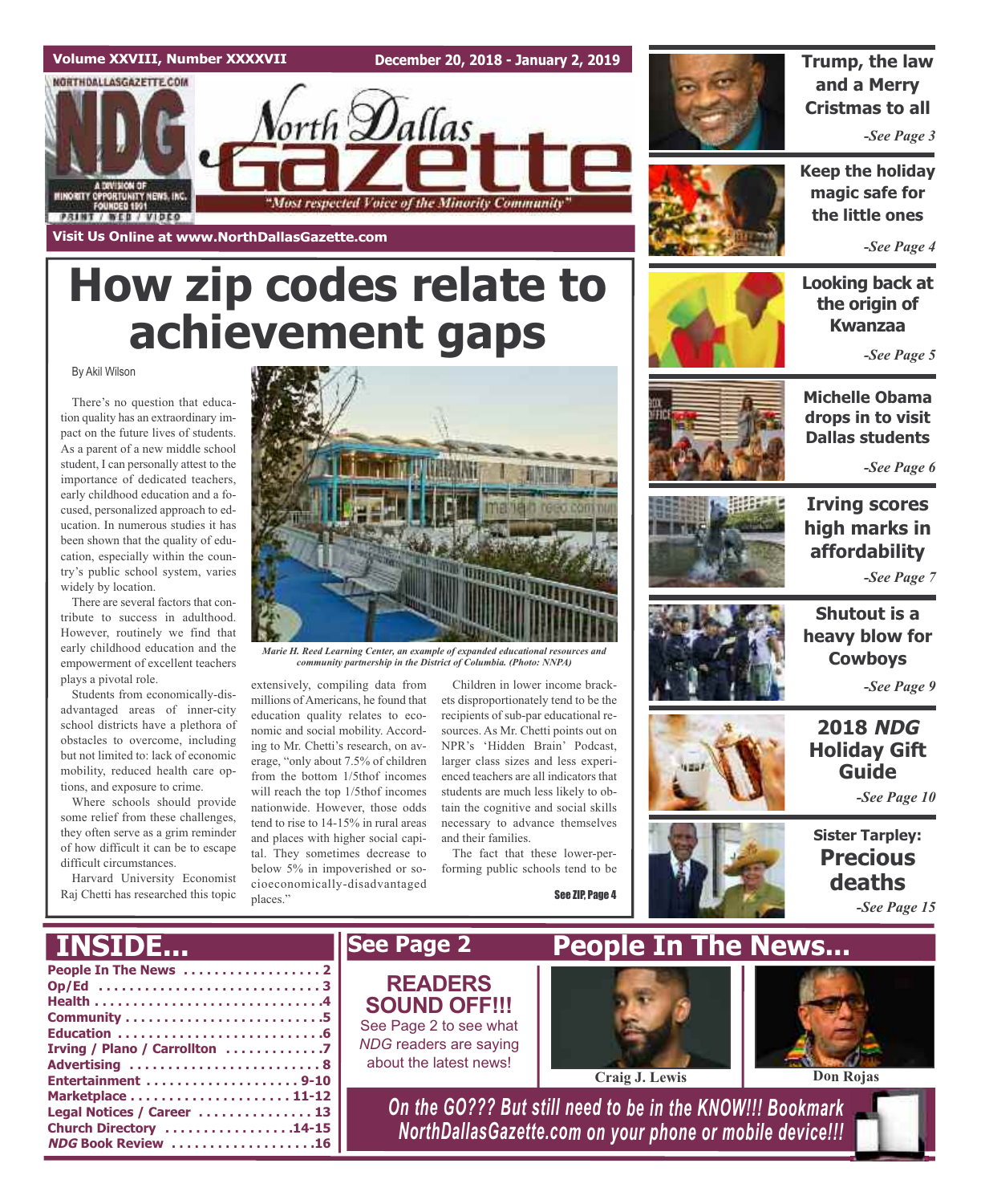Volume XXVIII, Number XXXVII

December 20, 2018 - January 2, 2019

# North Dallas Gazette

"Most respected Voice of the Minority Community"

NDG — A Division of Minority Opportunity News, Inc. Founded 1991 — Print / Web / Video

Visit Us Online at www.NorthDallasGazette.com

# How zip codes relate to achievement gaps

By Akil Wilson

There's no question that education quality has an extraordinary impact on the future lives of students. As a parent of a new middle school student, I can personally attest to the importance of dedicated teachers, early childhood education and a focused, personalized approach to education. In numerous studies it has been shown that the quality of education, especially within the country's public school system, varies widely by location.

There are several factors that contribute to success in adulthood. However, routinely we find that early childhood education and the empowerment of excellent teachers plays a pivotal role.

Students from economically-disadvantaged areas of inner-city school districts have a plethora of obstacles to overcome, including but not limited to: lack of economic mobility, reduced health care options, and exposure to crime.

Where schools should provide some relief from these challenges, they often serve as a grim reminder of how difficult it can be to escape difficult circumstances.

Harvard University Economist Raj Chetti has researched this topic extensively, compiling data from millions of Americans, he found that education quality relates to economic and social mobility. According to Mr. Chetti's research, on average, "only about 7.5% of children from the bottom 1/5thof incomes will reach the top 1/5thof incomes nationwide. However, those odds tend to rise to 14-15% in rural areas and places with higher social capital. They sometimes decrease to below 5% in impoverished or socioeconomically-disadvantaged places."

*Marie H. Reed Learning Center, an example of expanded educational resources and community partnership in the District of Columbia. (Photo: NNPA)*

Children in lower income brackets disproportionately tend to be the recipients of sub-par educational resources. As Mr. Chetti points out on NPR's 'Hidden Brain' Podcast, larger class sizes and less experienced teachers are all indicators that students are much less likely to obtain the cognitive and social skills necessary to advance themselves and their families.

The fact that these lower-performing public schools tend to be

See ZIP, Page 4

**Trump, the law and a Merry Cristmas to all** — *-See Page 3*

**Keep the holiday magic safe for the little ones** — *-See Page 4*

**Looking back at the origin of Kwanzaa** — *-See Page 5*

**Michelle Obama drops in to visit Dallas students** — *-See Page 6*

**Irving scores high marks in affordability** — *-See Page 7*

**Shutout is a heavy blow for Cowboys** — *-See Page 9*

**2018 *NDG* Holiday Gift Guide** — *-See Page 10*

**Sister Tarpley: Precious deaths** — *-See Page 15*

## INSIDE...

- People In The News .................. 2
- Op/Ed .................. 3
- Health .................. 4
- Community .................. 5
- Education .................. 6
- Irving / Plano / Carrollton .................. 7
- Advertising .................. 8
- Entertainment .................. 9-10
- Marketplace .................. 11-12
- Legal Notices / Career .................. 13
- Church Directory .................. 14-15
- *NDG* Book Review .................. 16

## See Page 2

**READERS SOUND OFF!!!**

See Page 2 to see what *NDG* readers are saying about the latest news!

## People In The News...

Craig J. Lewis

Don Rojas

*On the GO??? But still need to be in the KNOW!!! Bookmark NorthDallasGazette.com on your phone or mobile device!!!*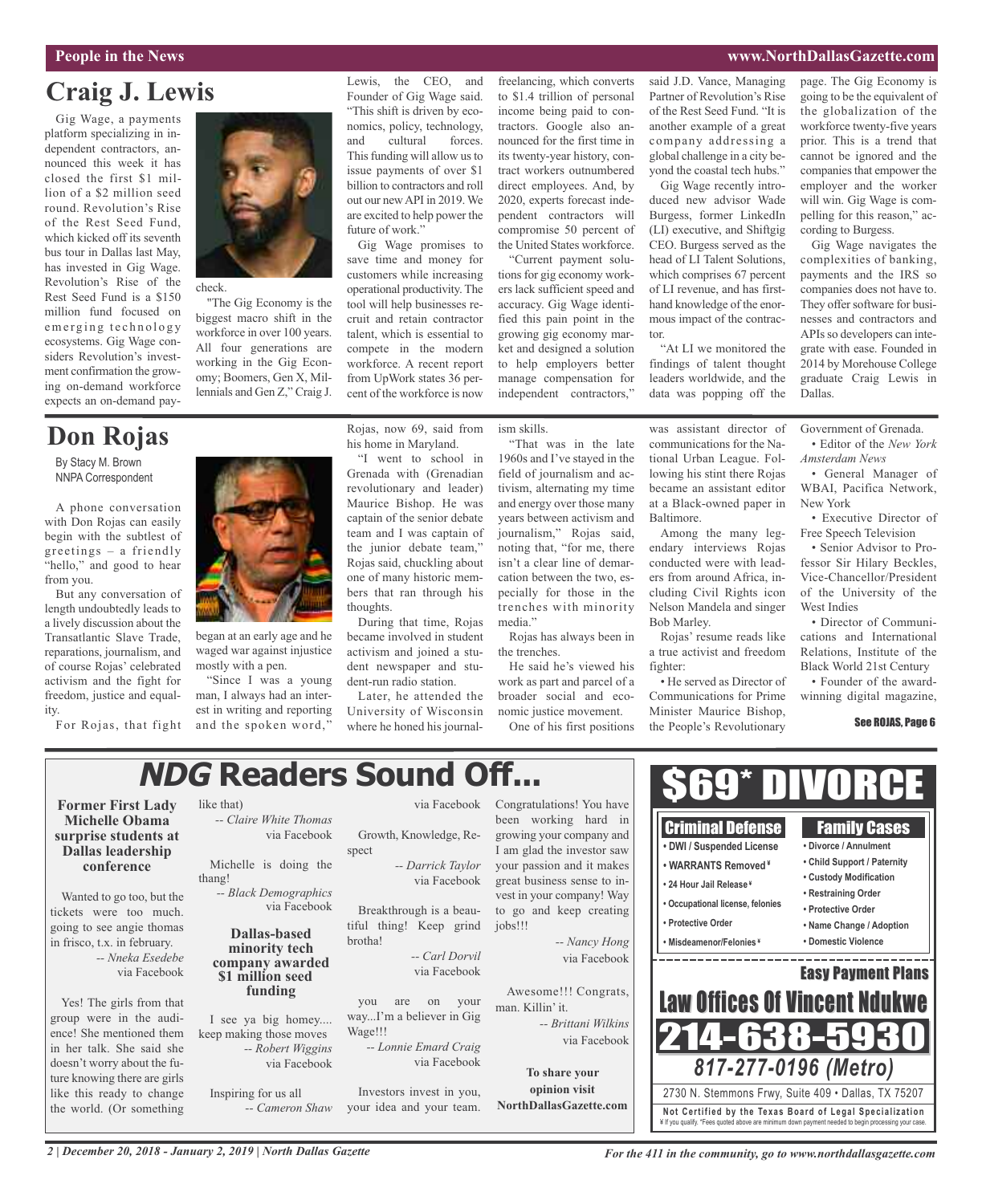## People in the News

# Craig J. Lewis

Gig Wage, a payments platform specializing in independent contractors, announced this week it has closed the first $1 million of a $2 million seed round. Revolution's Rise of the Rest Seed Fund, which kicked off its seventh bus tour in Dallas last May, has invested in Gig Wage. Revolution's Rise of the Rest Seed Fund is a $150 million fund focused on emerging technology ecosystems. Gig Wage considers Revolution's investment confirmation the growing on-demand workforce expects an on-demand paycheck.

"The Gig Economy is the biggest macro shift in the workforce in over 100 years. All four generations are working in the Gig Economy; Boomers, Gen X, Millennials and Gen Z," Craig J. Lewis, the CEO, and Founder of Gig Wage said. "This shift is driven by economics, policy, technology, and cultural forces. This funding will allow us to issue payments of over $1 billion to contractors and roll out our new API in 2019. We are excited to help power the future of work."

Gig Wage promises to save time and money for customers while increasing operational productivity. The tool will help businesses recruit and retain contractor talent, which is essential to compete in the modern workforce. A recent report from UpWork states 36 percent of the workforce is now freelancing, which converts to $1.4 trillion of personal income being paid to contractors. Google also announced for the first time in its twenty-year history, contract workers outnumbered direct employees. And, by 2020, experts forecast independent contractors will compromise 50 percent of the United States workforce.

"Current payment solutions for gig economy workers lack sufficient speed and accuracy. Gig Wage identified this pain point in the growing gig economy market and designed a solution to help employers better manage compensation for independent contractors," said J.D. Vance, Managing Partner of Revolution's Rise of the Rest Seed Fund. "It is another example of a great company addressing a global challenge in a city beyond the coastal tech hubs."

Gig Wage recently introduced new advisor Wade Burgess, former LinkedIn (LI) executive, and Shiftgig CEO. Burgess served as the head of LI Talent Solutions, which comprises 67 percent of LI revenue, and has first-hand knowledge of the enormous impact of the contractor.

"At LI we monitored the findings of talent thought leaders worldwide, and the data was popping off the page. The Gig Economy is going to be the equivalent of the globalization of the workforce twenty-five years prior. This is a trend that cannot be ignored and the companies that empower the employer and the worker will win. Gig Wage is compelling for this reason," according to Burgess.

Gig Wage navigates the complexities of banking, payments and the IRS so companies does not have to. They offer software for businesses and contractors and APIs so developers can integrate with ease. Founded in 2014 by Morehouse College graduate Craig Lewis in Dallas.

# Don Rojas

By Stacy M. Brown
NNPA Correspondent

A phone conversation with Don Rojas can easily begin with the subtlest of greetings – a friendly "hello," and good to hear from you.

But any conversation of length undoubtedly leads to a lively discussion about the Transatlantic Slave Trade, reparations, journalism, and of course Rojas' celebrated activism and the fight for freedom, justice and equality.

For Rojas, that fight began at an early age and he waged war against injustice mostly with a pen.

"Since I was a young man, I always had an interest in writing and reporting and the spoken word," Rojas, now 69, said from his home in Maryland.

"I went to school in Grenada with (Grenadian revolutionary and leader) Maurice Bishop. He was captain of the senior debate team and I was captain of the junior debate team," Rojas said, chuckling about one of many historic members that ran through his thoughts.

During that time, Rojas became involved in student activism and joined a student newspaper and student-run radio station.

Later, he attended the University of Wisconsin where he honed his journalism skills.

"That was in the late 1960s and I've stayed in the field of journalism and activism, alternating my time and energy over those many years between activism and journalism," Rojas said, noting that, "for me, there isn't a clear line of demarcation between the two, especially for those in the trenches with minority media."

Rojas has always been in the trenches.

He said he's viewed his work as part and parcel of a broader social and economic justice movement.

One of his first positions was assistant director of communications for the National Urban League. Following his stint there Rojas became an assistant editor at a Black-owned paper in Baltimore.

Among the many legendary interviews Rojas conducted were with leaders from around Africa, including Civil Rights icon Nelson Mandela and singer Bob Marley.

Rojas' resume reads like a true activist and freedom fighter:

• He served as Director of Communications for Prime Minister Maurice Bishop, the People's Revolutionary Government of Grenada.
• Editor of the *New York Amsterdam News*
• General Manager of WBAI, Pacifica Network, New York
• Executive Director of Free Speech Television
• Senior Advisor to Professor Sir Hilary Beckles, Vice-Chancellor/President of the University of the West Indies
• Director of Communications and International Relations, Institute of the Black World 21st Century
• Founder of the award-winning digital magazine,

See ROJAS, Page 6

# *NDG* Readers Sound Off...

### Former First Lady Michelle Obama surprise students at Dallas leadership conference

Wanted to go too, but the tickets were too much. going to see angie thomas in frisco, t.x. in february.

*-- Nneka Esedebe*
via Facebook

Yes! The girls from that group were in the audience! She mentioned them in her talk. She said she doesn't worry about the future knowing there are girls like this ready to change the world. (Or something like that)

*-- Claire White Thomas*
via Facebook

Michelle is doing the thang!

*-- Black Demographics*
via Facebook

### Dallas-based minority tech company awarded $1 million seed funding

I see ya big homey.... keep making those moves

*-- Robert Wiggins*
via Facebook

Inspiring for us all

*-- Cameron Shaw*
via Facebook

Growth, Knowledge, Respect

*-- Darrick Taylor*
via Facebook

Breakthrough is a beautiful thing! Keep grind brotha!

*-- Carl Dorvil*
via Facebook

you are on your way...I'm a believer in Gig Wage!!!

*-- Lonnie Emard Craig*
via Facebook

Investors invest in you, your idea and your team. Congratulations! You have been working hard in growing your company and I am glad the investor saw your passion and it makes great business sense to invest in your company! Way to go and keep creating jobs!!!

*-- Nancy Hong*
via Facebook

Awesome!!! Congrats, man. Killin' it.

*-- Brittani Wilkins*
via Facebook

**To share your opinion visit NorthDallasGazette.com**

---

**$69* DIVORCE**

**Criminal Defense**
• DWI / Suspended License
• WARRANTS Removed ¥
• 24 Hour Jail Release ¥
• Occupational license, felonies
• Protective Order
• Misdeameanor/Felonies ¥

**Family Cases**
• Divorce / Annulment
• Child Support / Paternity
• Custody Modification
• Restraining Order
• Protective Order
• Name Change / Adoption
• Domestic Violence

**Easy Payment Plans**

**Law Offices Of Vincent Ndukwe**

**214-638-5930**

*817-277-0196 (Metro)*

2730 N. Stemmons Frwy, Suite 409 • Dallas, TX 75207

**Not Certified by the Texas Board of Legal Specialization**
¥ If you qualify. *Fees quoted above are minimum down payment needed to begin processing your case.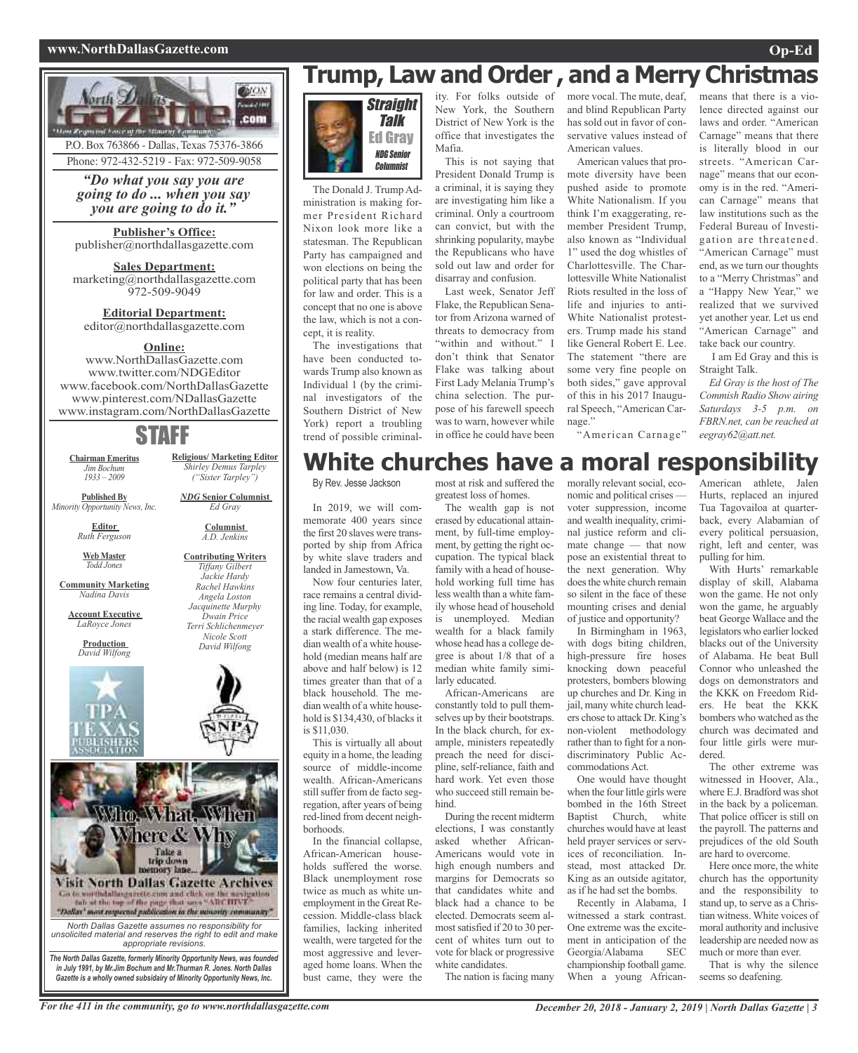North Dallas Gazette .com

*"Most Respected Voice of the Minority Community"*

P.O. Box 763866 - Dallas, Texas 75376-3866

Phone: 972-432-5219 - Fax: 972-509-9058

***"Do what you say you are going to do ... when you say you are going to do it."***

**Publisher's Office:**
publisher@northdallasgazette.com

**Sales Department:**
marketing@northdallasgazette.com
972-509-9049

**Editorial Department:**
editor@northdallasgazette.com

**Online:**
www.NorthDallasGazette.com
www.twitter.com/NDGEditor
www.facebook.com/NorthDallasGazette
www.pinterest.com/NDallasGazette
www.instagram.com/NorthDallasGazette

## STAFF

**Chairman Emeritus**
*Jim Bochum*
*1933 – 2009*

**Published By**
*Minority Opportunity News, Inc.*

**Editor**
*Ruth Ferguson*

**Web Master**
*Todd Jones*

**Community Marketing**
*Nadina Davis*

**Account Executive**
*LaRoyce Jones*

**Production**
*David Wilfong*

**Religious/ Marketing Editor**
*Shirley Demus Tarpley ("Sister Tarpley")*

***NDG* Senior Columnist**
*Ed Gray*

**Columnist**
*A.D. Jenkins*

**Contributing Writers**
*Tiffany Gilbert*
*Jackie Hardy*
*Rachel Hawkins*
*Angela Loston*
*Jacquinette Murphy*
*Dwain Price*
*Terri Schlichenmeyer*
*Nicole Scott*
*David Wilfong*

Who, What, When Where & Why
Take a trip down memory lane...
Visit North Dallas Gazette Archives
Go to northdallasgazette.com and click on the navigation tab at the top of the page that says "ARCHIVE"
"Dallas' most respected publication in the minority community"

*North Dallas Gazette assumes no responsibility for unsolicited material and reserves the right to edit and make appropriate revisions.*

***The North Dallas Gazette, formerly Minority Opportunity News, was founded in July 1991, by Mr.Jim Bochum and Mr.Thurman R. Jones. North Dallas Gazette is a wholly owned subsidairy of Minority Opportunity News, Inc.***

# Trump, Law and Order , and a Merry Christmas

**Straight Talk**
**Ed Gray**
*NDG Senior Columnist*

The Donald J. Trump Administration is making former President Richard Nixon look more like a statesman. The Republican Party has campaigned and won elections on being the political party that has been for law and order. This is a concept that no one is above the law, which is not a concept, it is reality.

The investigations that have been conducted towards Trump also known as Individual 1 (by the criminal investigators of the Southern District of New York) report a troubling trend of possible criminality. For folks outside of New York, the Southern District of New York is the office that investigates the Mafia.

This is not saying that President Donald Trump is a criminal, it is saying they are investigating him like a criminal. Only a courtroom can convict, but with the shrinking popularity, maybe the Republicans who have sold out law and order for disarray and confusion.

Last week, Senator Jeff Flake, the Republican Senator from Arizona warned of threats to democracy from "within and without." I don't think that Senator Flake was talking about First Lady Melania Trump's china selection. The purpose of his farewell speech was to warn, however while in office he could have been more vocal. The mute, deaf, and blind Republican Party has sold out in favor of conservative values instead of American values.

American values that promote diversity have been pushed aside to promote White Nationalism. If you think I'm exaggerating, remember President Trump, also known as "Individual 1" used the dog whistles of Charlottesville. The Charlottesville White Nationalist Riots resulted in the loss of life and injuries to anti-White Nationalist protesters. Trump made his stand like General Robert E. Lee. The statement "there are some very fine people on both sides," gave approval of this in his 2017 Inaugural Speech, "American Carnage."

"American Carnage" means that there is a violence directed against our laws and order. "American Carnage" means that there is literally blood in our streets. "American Carnage" means that our economy is in the red. "American Carnage" means that law institutions such as the Federal Bureau of Investigation are threatened. "American Carnage" must end, as we turn our thoughts to a "Merry Christmas" and a "Happy New Year," we realized that we survived yet another year. Let us end "American Carnage" and take back our country.

I am Ed Gray and this is Straight Talk.

*Ed Gray is the host of The Commish Radio Show airing Saturdays 3-5 p.m. on FBRN.net, can be reached at eegray62@att.net.*

# White churches have a moral responsibility

By Rev. Jesse Jackson

In 2019, we will commemorate 400 years since the first 20 slaves were transported by ship from Africa by white slave traders and landed in Jamestown, Va.

Now four centuries later, race remains a central dividing line. Today, for example, the racial wealth gap exposes a stark difference. The median wealth of a white household (median means half are above and half below) is 12 times greater than that of a black household. The median wealth of a white household is $134,430, of blacks it is $11,030.

This is virtually all about equity in a home, the leading source of middle-income wealth. African-Americans still suffer from de facto segregation, after years of being red-lined from decent neighborhoods.

In the financial collapse, African-American households suffered the worse. Black unemployment rose twice as much as white unemployment in the Great Recession. Middle-class black families, lacking inherited wealth, were targeted for the most aggressive and leveraged home loans. When the bust came, they were the most at risk and suffered the greatest loss of homes.

The wealth gap is not erased by educational attainment, by full-time employment, by getting the right occupation. The typical black family with a head of household working full time has less wealth than a white family whose head of household is unemployed. Median wealth for a black family whose head has a college degree is about 1/8 that of a median white family similarly educated.

African-Americans are constantly told to pull themselves up by their bootstraps. In the black church, for example, ministers repeatedly preach the need for discipline, self-reliance, faith and hard work. Yet even those who succeed still remain behind.

During the recent midterm elections, I was constantly asked whether African-Americans would vote in high enough numbers and margins for Democrats so that candidates white and black had a chance to be elected. Democrats seem almost satisfied if 20 to 30 percent of whites turn out to vote for black or progressive white candidates.

The nation is facing many morally relevant social, economic and political crises — voter suppression, income and wealth inequality, criminal justice reform and climate change — that now pose an existential threat to the next generation. Why does the white church remain so silent in the face of these mounting crises and denial of justice and opportunity?

In Birmingham in 1963, with dogs biting children, high-pressure fire hoses knocking down peaceful protesters, bombers blowing up churches and Dr. King in jail, many white church leaders chose to attack Dr. King's non-violent methodology rather than to fight for a non-discriminatory Public Accommodations Act.

One would have thought when the four little girls were bombed in the 16th Street Baptist Church, white churches would have at least held prayer services or services of reconciliation. Instead, most attacked Dr. King as an outside agitator, as if he had set the bombs.

Recently in Alabama, I witnessed a stark contrast. One extreme was the excitement in anticipation of the Georgia/Alabama SEC championship football game. When a young African-American athlete, Jalen Hurts, replaced an injured Tua Tagovailoa at quarterback, every Alabamian of every political persuasion, right, left and center, was pulling for him.

With Hurts' remarkable display of skill, Alabama won the game. He not only won the game, he arguably beat George Wallace and the legislators who earlier locked blacks out of the University of Alabama. He beat Bull Connor who unleashed the dogs on demonstrators and the KKK on Freedom Riders. He beat the KKK bombers who watched as the church was decimated and four little girls were murdered.

The other extreme was witnessed in Hoover, Ala., where E.J. Bradford was shot in the back by a policeman. That police officer is still on the payroll. The patterns and prejudices of the old South are hard to overcome.

Here once more, the white church has the opportunity and the responsibility to stand up, to serve as a Christian witness. White voices of moral authority and inclusive leadership are needed now as much or more than ever.

That is why the silence seems so deafening.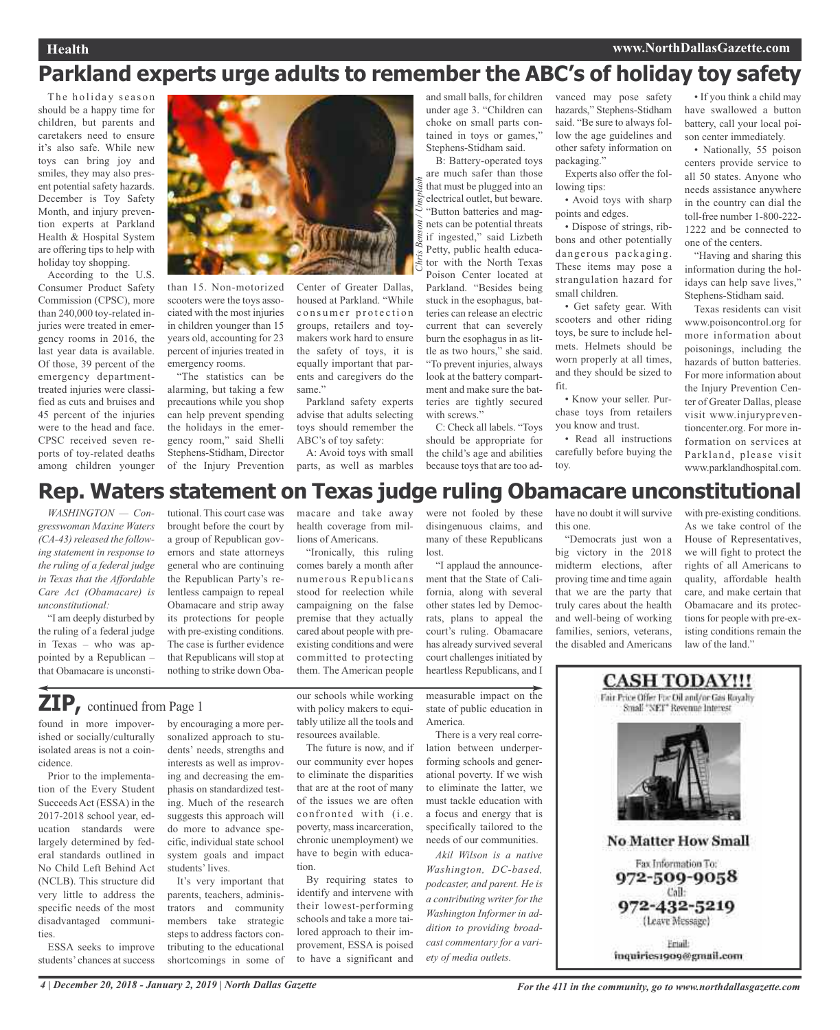# Parkland experts urge adults to remember the ABC's of holiday toy safety

The holiday season should be a happy time for children, but parents and caretakers need to ensure it's also safe. While new toys can bring joy and smiles, they may also present potential safety hazards. December is Toy Safety Month, and injury prevention experts at Parkland Health & Hospital System are offering tips to help with holiday toy shopping.

According to the U.S. Consumer Product Safety Commission (CPSC), more than 240,000 toy-related injuries were treated in emergency rooms in 2016, the last year data is available. Of those, 39 percent of the emergency department-treated injuries were classified as cuts and bruises and 45 percent of the injuries were to the head and face. CPSC received seven reports of toy-related deaths among children younger than 15. Non-motorized scooters were the toys associated with the most injuries in children younger than 15 years old, accounting for 23 percent of injuries treated in emergency rooms.

"The statistics can be alarming, but taking a few precautions while you shop can help prevent spending the holidays in the emergency room," said Shelli Stephens-Stidham, Director of the Injury Prevention Center of Greater Dallas, housed at Parkland. "While consumer protection groups, retailers and toymakers work hard to ensure the safety of toys, it is equally important that parents and caregivers do the same."

Parkland safety experts advise that adults selecting toys should remember the ABC's of toy safety:

A: Avoid toys with small parts, as well as marbles and small balls, for children under age 3. "Children can choke on small parts contained in toys or games," Stephens-Stidham said.

B: Battery-operated toys are much safer than those that must be plugged into an electrical outlet, but beware. "Button batteries and magnets can be potential threats if ingested," said Lizbeth Petty, public health educator with the North Texas Poison Center located at Parkland. "Besides being stuck in the esophagus, batteries can release an electric current that can severely burn the esophagus in as little as two hours," she said. "To prevent injuries, always look at the battery compartment and make sure the batteries are tightly secured with screws."

C: Check all labels. "Toys should be appropriate for the child's age and abilities because toys that are too advanced may pose safety hazards," Stephens-Stidham said. "Be sure to always follow the age guidelines and other safety information on packaging."

Experts also offer the following tips:

- Avoid toys with sharp points and edges.
- Dispose of strings, ribbons and other potentially dangerous packaging. These items may pose a strangulation hazard for small children.
- Get safety gear. With scooters and other riding toys, be sure to include helmets. Helmets should be worn properly at all times, and they should be sized to fit.
- Know your seller. Purchase toys from retailers you know and trust.
- Read all instructions carefully before buying the toy.
- If you think a child may have swallowed a button battery, call your local poison center immediately.
- Nationally, 55 poison centers provide service to all 50 states. Anyone who needs assistance anywhere in the country can dial the toll-free number 1-800-222-1222 and be connected to one of the centers.

"Having and sharing this information during the holidays can help save lives," Stephens-Stidham said.

Texas residents can visit www.poisoncontrol.org for more information about poisonings, including the hazards of button batteries. For more information about the Injury Prevention Center of Greater Dallas, please visit www.injurypreventioncenter.org. For more information on services at Parkland, please visit www.parklandhospital.com.

Chris Benson / Unsplash

# Rep. Waters statement on Texas judge ruling Obamacare unconstitutional

*WASHINGTON — Congresswoman Maxine Waters (CA-43) released the following statement in response to the ruling of a federal judge in Texas that the Affordable Care Act (Obamacare) is unconstitutional:*

"I am deeply disturbed by the ruling of a federal judge in Texas – who was appointed by a Republican – that Obamacare is unconstitutional. This court case was brought before the court by a group of Republican governors and state attorneys general who are continuing the Republican Party's relentless campaign to repeal Obamacare and strip away its protections for people with pre-existing conditions. The case is further evidence that Republicans will stop at nothing to strike down Obamacare and take away health coverage from millions of Americans.

"Ironically, this ruling comes barely a month after numerous Republicans stood for reelection while campaigning on the false premise that they actually cared about people with pre-existing conditions and were committed to protecting them. The American people were not fooled by these disingenuous claims, and many of these Republicans lost.

"I applaud the announcement that the State of California, along with several other states led by Democrats, plans to appeal the court's ruling. Obamacare has already survived several court challenges initiated by heartless Republicans, and I have no doubt it will survive this one.

"Democrats just won a big victory in the 2018 midterm elections, after proving time and time again that we are the party that truly cares about the health and well-being of working families, seniors, veterans, the disabled and Americans with pre-existing conditions. As we take control of the House of Representatives, we will fight to protect the rights of all Americans to quality, affordable health care, and make certain that Obamacare and its protections for people with pre-existing conditions remain the law of the land."

## ZIP, continued from Page 1

found in more impoverished or socially/culturally isolated areas is not a coincidence.

Prior to the implementation of the Every Student Succeeds Act (ESSA) in the 2017-2018 school year, education standards were largely determined by federal standards outlined in No Child Left Behind Act (NCLB). This structure did very little to address the specific needs of the most disadvantaged communities.

ESSA seeks to improve students' chances at success by encouraging a more personalized approach to students' needs, strengths and interests as well as improving and decreasing the emphasis on standardized testing. Much of the research suggests this approach will do more to advance specific, individual state school system goals and impact students' lives.

It's very important that parents, teachers, administrators and community members take strategic steps to address factors contributing to the educational shortcomings in some of our schools while working with policy makers to equitably utilize all the tools and resources available.

The future is now, and if our community ever hopes to eliminate the disparities that are at the root of many of the issues we are often confronted with (i.e. poverty, mass incarceration, chronic unemployment) we have to begin with education.

By requiring states to identify and intervene with their lowest-performing schools and take a more tailored approach to their improvement, ESSA is poised to have a significant and measurable impact on the state of public education in America.

There is a very real correlation between underperforming schools and generational poverty. If we wish to eliminate the latter, we must tackle education with a focus and energy that is specifically tailored to the needs of our communities.

*Akil Wilson is a native Washington, DC-based, podcaster, and parent. He is a contributing writer for the Washington Informer in addition to providing broadcast commentary for a variety of media outlets.*

**CASH TODAY!!!**

Fair Price Offer For Oil and/or Gas Royalty Small "NET" Revenue Interest

**No Matter How Small**

Fax Information To:
972-509-9058
Call:
972-432-5219
(Leave Message)

Email:
inquiries1909@gmail.com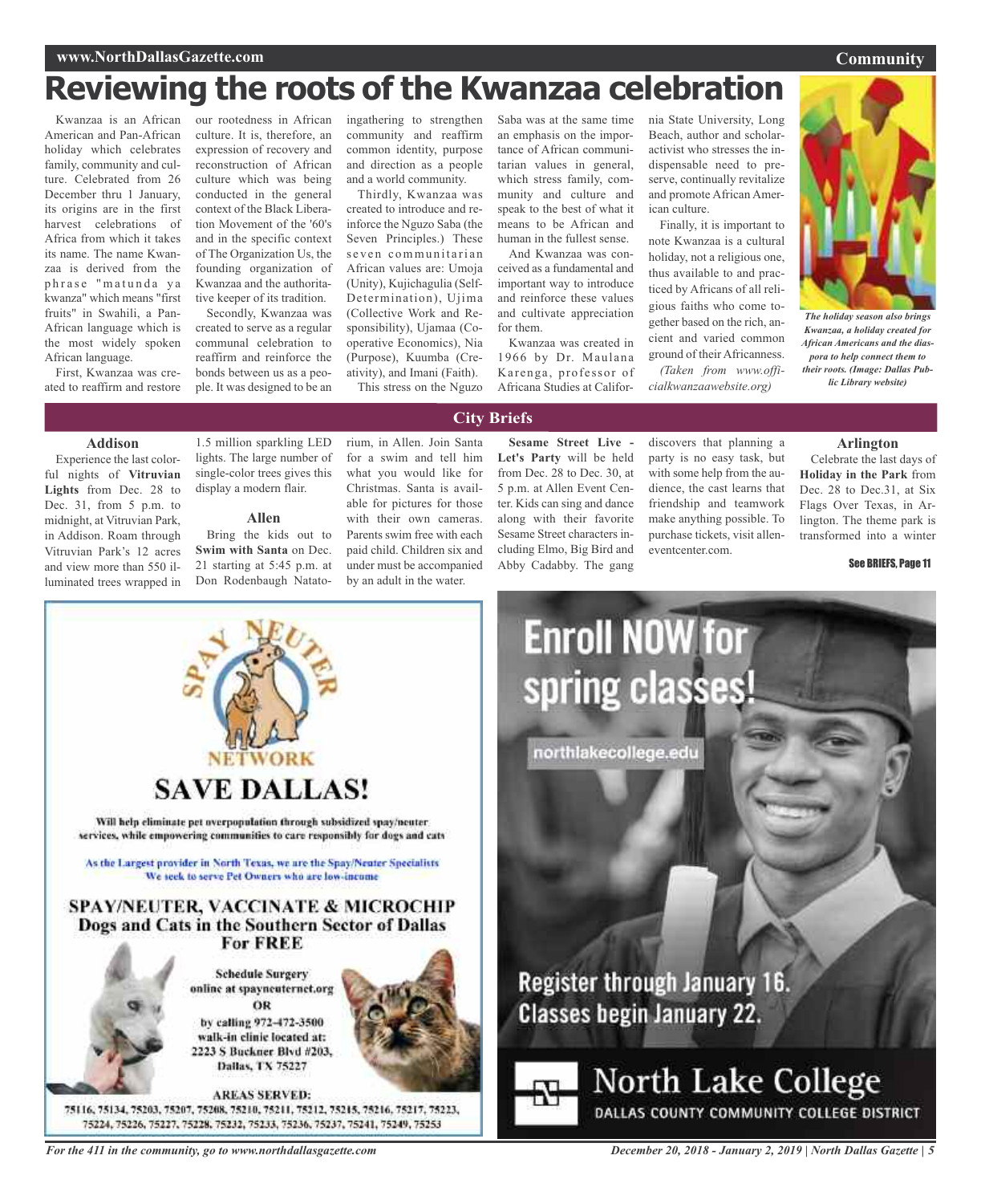# Reviewing the roots of the Kwanzaa celebration

Kwanzaa is an African American and Pan-African holiday which celebrates family, community and culture. Celebrated from 26 December thru 1 January, its origins are in the first harvest celebrations of Africa from which it takes its name. The name Kwanzaa is derived from the phrase "matunda ya kwanza" which means "first fruits" in Swahili, a Pan-African language which is the most widely spoken African language.

First, Kwanzaa was created to reaffirm and restore our rootedness in African culture. It is, therefore, an expression of recovery and reconstruction of African culture which was being conducted in the general context of the Black Liberation Movement of the '60's and in the specific context of The Organization Us, the founding organization of Kwanzaa and the authoritative keeper of its tradition.

Secondly, Kwanzaa was created to serve as a regular communal celebration to reaffirm and reinforce the bonds between us as a people. It was designed to be an ingathering to strengthen community and reaffirm common identity, purpose and direction as a people and a world community.

Thirdly, Kwanzaa was created to introduce and reinforce the Nguzo Saba (the Seven Principles.) These seven communitarian African values are: Umoja (Unity), Kujichagulia (Self-Determination), Ujima (Collective Work and Responsibility), Ujamaa (Cooperative Economics), Nia (Purpose), Kuumba (Creativity), and Imani (Faith).

This stress on the Nguzo Saba was at the same time an emphasis on the importance of African communitarian values in general, which stress family, community and culture and speak to the best of what it means to be African and human in the fullest sense.

And Kwanzaa was conceived as a fundamental and important way to introduce and reinforce these values and cultivate appreciation for them.

Kwanzaa was created in 1966 by Dr. Maulana Karenga, professor of Africana Studies at California State University, Long Beach, author and scholar-activist who stresses the indispensable need to preserve, continually revitalize and promote African American culture.

Finally, it is important to note Kwanzaa is a cultural holiday, not a religious one, thus available to and practiced by Africans of all religious faiths who come together based on the rich, ancient and varied common ground of their Africanness.

*(Taken from www.officialkwanzaawebsite.org)*

*The holiday season also brings Kwanzaa, a holiday created for African Americans and the diaspora to help connect them to their roots. (Image: Dallas Public Library website)*

## City Briefs

### Addison

Experience the last colorful nights of **Vitruvian Lights** from Dec. 28 to Dec. 31, from 5 p.m. to midnight, at Vitruvian Park, in Addison. Roam through Vitruvian Park's 12 acres and view more than 550 illuminated trees wrapped in 1.5 million sparkling LED lights. The large number of single-color trees gives this display a modern flair.

### Allen

Bring the kids out to **Swim with Santa** on Dec. 21 starting at 5:45 p.m. at Don Rodenbaugh Natatorium, in Allen. Join Santa for a swim and tell him what you would like for Christmas. Santa is available for pictures for those with their own cameras. Parents swim free with each paid child. Children six and under must be accompanied by an adult in the water.

**Sesame Street Live - Let's Party** will be held from Dec. 28 to Dec. 30, at 5 p.m. at Allen Event Center. Kids can sing and dance along with their favorite Sesame Street characters including Elmo, Big Bird and Abby Cadabby. The gang discovers that planning a party is no easy task, but with some help from the audience, the cast learns that friendship and teamwork make anything possible. To purchase tickets, visit alleneventcenter.com.

### Arlington

Celebrate the last days of **Holiday in the Park** from Dec. 28 to Dec.31, at Six Flags Over Texas, in Arlington. The theme park is transformed into a winter

See BRIEFS, Page 11

SPAY NEUTER NETWORK

**SAVE DALLAS!**

Will help eliminate pet overpopulation through subsidized spay/neuter services, while empowering communities to care responsibly for dogs and cats

As the Largest provider in North Texas, we are the Spay/Neuter Specialists
We seek to serve Pet Owners who are low-income

**SPAY/NEUTER, VACCINATE & MICROCHIP Dogs and Cats in the Southern Sector of Dallas For FREE**

Schedule Surgery online at spayneuternet.org
OR
by calling 972-472-3500
walk-in clinic located at:
2223 S Buckner Blvd #203,
Dallas, TX 75227

AREAS SERVED:
75116, 75134, 75203, 75207, 75208, 75210, 75211, 75212, 75215, 75216, 75217, 75223, 75224, 75226, 75227, 75228, 75232, 75233, 75236, 75237, 75241, 75249, 75253

**Enroll NOW for spring classes!**

northlakecollege.edu

Register through January 16.
Classes begin January 22.

North Lake College
DALLAS COUNTY COMMUNITY COLLEGE DISTRICT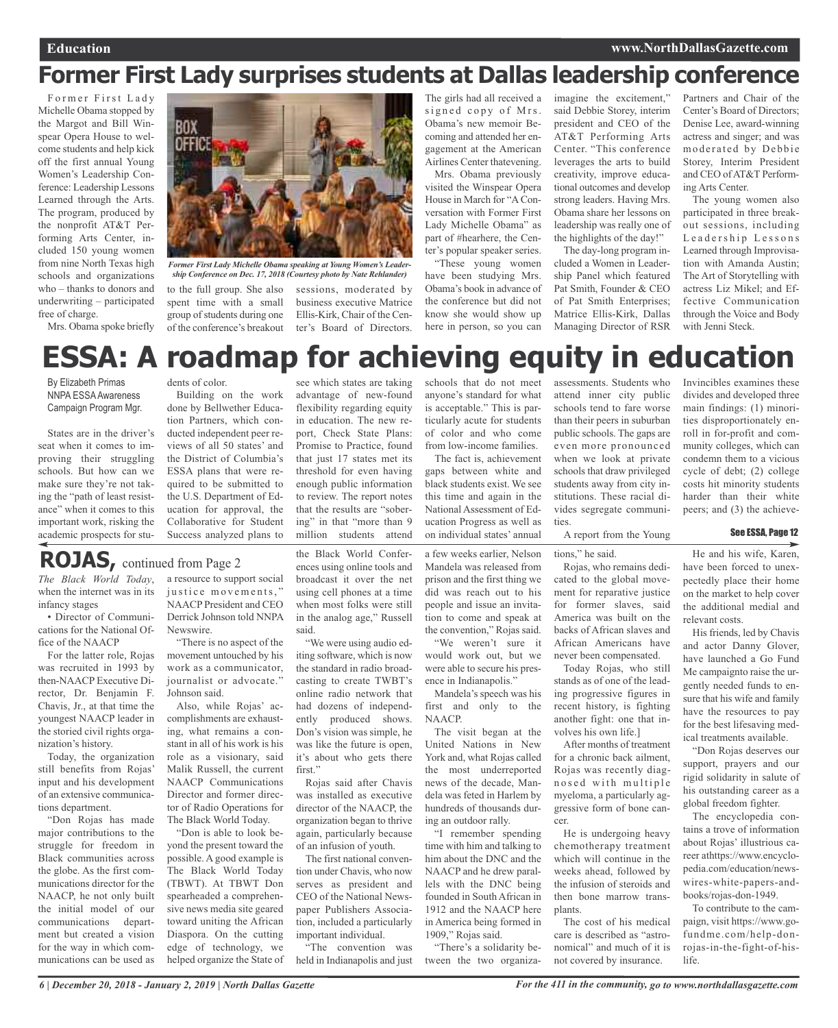# Former First Lady surprises students at Dallas leadership conference

Former First Lady Michelle Obama stopped by the Margot and Bill Winspear Opera House to welcome students and help kick off the first annual Young Women's Leadership Conference: Leadership Lessons Learned through the Arts. The program, produced by the nonprofit AT&T Performing Arts Center, included 150 young women from nine North Texas high schools and organizations who – thanks to donors and underwriting – participated free of charge.

*Former First Lady Michelle Obama speaking at Young Women's Leadership Conference on Dec. 17, 2018 (Courtesy photo by Nate Rehlander)*

Mrs. Obama spoke briefly to the full group. She also spent time with a small group of students during one of the conference's breakout sessions, moderated by business executive Matrice Ellis-Kirk, Chair of the Center's Board of Directors. The girls had all received a signed copy of Mrs. Obama's new memoir Becoming and attended her engagement at the American Airlines Center thatevening.

Mrs. Obama previously visited the Winspear Opera House in March for "A Conversation with Former First Lady Michelle Obama" as part of #hearhere, the Center's popular speaker series.

"These young women have been studying Mrs. Obama's book in advance of the conference but did not know she would show up here in person, so you can imagine the excitement," said Debbie Storey, interim president and CEO of the AT&T Performing Arts Center. "This conference leverages the arts to build creativity, improve educational outcomes and develop strong leaders. Having Mrs. Obama share her lessons on leadership was really one of the highlights of the day!"

The day-long program included a Women in Leadership Panel which featured Pat Smith, Founder & CEO of Pat Smith Enterprises; Matrice Ellis-Kirk, Dallas Managing Director of RSR Partners and Chair of the Center's Board of Directors; Denise Lee, award-winning actress and singer; and was moderated by Debbie Storey, Interim President and CEO of AT&T Performing Arts Center.

The young women also participated in three breakout sessions, including Leadership Lessons Learned through Improvisation with Amanda Austin; The Art of Storytelling with actress Liz Mikel; and Effective Communication through the Voice and Body with Jenni Steck.

# ESSA: A roadmap for achieving equity in education

By Elizabeth Primas
NNPA ESSA Awareness Campaign Program Mgr.

States are in the driver's seat when it comes to improving their struggling schools. But how can we make sure they're not taking the "path of least resistance" when it comes to this important work, risking the academic prospects for students of color.

Building on the work done by Bellwether Education Partners, which conducted independent peer reviews of all 50 states' and the District of Columbia's ESSA plans that were required to be submitted to the U.S. Department of Education for approval, the Collaborative for Student Success analyzed plans to see which states are taking advantage of new-found flexibility regarding equity in education. The new report, Check State Plans: Promise to Practice, found that just 17 states met its threshold for even having enough public information to review. The report notes that the results are "sobering" in that "more than 9 million students attend schools that do not meet anyone's standard for what is acceptable." This is particularly acute for students of color and who come from low-income families.

The fact is, achievement gaps between white and black students exist. We see this time and again in the National Assessment of Education Progress as well as on individual states' annual assessments. Students who attend inner city public schools tend to fare worse than their peers in suburban public schools. The gaps are even more pronounced when we look at private schools that draw privileged students away from city institutions. These racial divides segregate communities.

A report from the Young Invincibles examines these divides and developed three main findings: (1) minorities disproportionately enroll in for-profit and community colleges, which can condemn them to a vicious cycle of debt; (2) college costs hit minority students harder than their white peers; and (3) the achieve-

**See ESSA, Page 12**

## ROJAS, continued from Page 2

*The Black World Today*, when the internet was in its infancy stages

• Director of Communications for the National Office of the NAACP

For the latter role, Rojas was recruited in 1993 by then-NAACP Executive Director, Dr. Benjamin F. Chavis, Jr., at that time the youngest NAACP leader in the storied civil rights organization's history.

Today, the organization still benefits from Rojas' input and his development of an extensive communications department.

"Don Rojas has made major contributions to the struggle for freedom in Black communities across the globe. As the first communications director for the NAACP, he not only built the initial model of our communications department but created a vision for the way in which communications can be used as a resource to support social justice movements," NAACP President and CEO Derrick Johnson told NNPA Newswire.

"There is no aspect of the movement untouched by his work as a communicator, journalist or advocate." Johnson said.

Also, while Rojas' accomplishments are exhausting, what remains a constant in all of his work is his role as a visionary, said Malik Russell, the current NAACP Communications Director and former director of Radio Operations for The Black World Today.

"Don is able to look beyond the present toward the possible. A good example is The Black World Today (TBWT). At TBWT Don spearheaded a comprehensive news media site geared toward uniting the African Diaspora. On the cutting edge of technology, we helped organize the State of the Black World Conferences using online tools and broadcast it over the net using cell phones at a time when most folks were still in the analog age," Russell said.

"We were using audio editing software, which is now the standard in radio broadcasting to create TWBT's online radio network that had dozens of independently produced shows. Don's vision was simple, he was like the future is open, it's about who gets there first."

Rojas said after Chavis was installed as executive director of the NAACP, the organization began to thrive again, particularly because of an infusion of youth.

The first national convention under Chavis, who now serves as president and CEO of the National Newspaper Publishers Association, included a particularly important individual.

"The convention was held in Indianapolis and just a few weeks earlier, Nelson Mandela was released from prison and the first thing we did was reach out to his people and issue an invitation to come and speak at the convention," Rojas said.

"We weren't sure it would work out, but we were able to secure his presence in Indianapolis."

Mandela's speech was his first and only to the NAACP.

The visit began at the United Nations in New York and, what Rojas called the most underreported news of the decade, Mandela was feted in Harlem by hundreds of thousands during an outdoor rally.

"I remember spending time with him and talking to him about the DNC and the NAACP and he drew parallels with the DNC being founded in South African in 1912 and the NAACP here in America being formed in 1909," Rojas said.

"There's a solidarity between the two organizations," he said.

Rojas, who remains dedicated to the global movement for reparative justice for former slaves, said America was built on the backs of African slaves and African Americans have never been compensated.

Today Rojas, who still stands as of one of the leading progressive figures in recent history, is fighting another fight: one that involves his own life.]

After months of treatment for a chronic back ailment, Rojas was recently diagnosed with multiple myeloma, a particularly aggressive form of bone cancer.

He is undergoing heavy chemotherapy treatment which will continue in the weeks ahead, followed by the infusion of steroids and then bone marrow transplants.

The cost of his medical care is described as "astronomical" and much of it is not covered by insurance.

He and his wife, Karen, have been forced to unexpectedly place their home on the market to help cover the additional medial and relevant costs.

His friends, led by Chavis and actor Danny Glover, have launched a Go Fund Me campaignto raise the urgently needed funds to ensure that his wife and family have the resources to pay for the best lifesaving medical treatments available.

"Don Rojas deserves our support, prayers and our rigid solidarity in salute of his outstanding career as a global freedom fighter.

The encyclopedia contains a trove of information about Rojas' illustrious career athttps://www.encyclopedia.com/education/news-wires-white-papers-and-books/rojas-don-1949.

To contribute to the campaign, visit https://www.gofundme.com/help-don-rojas-in-the-fight-of-his-life.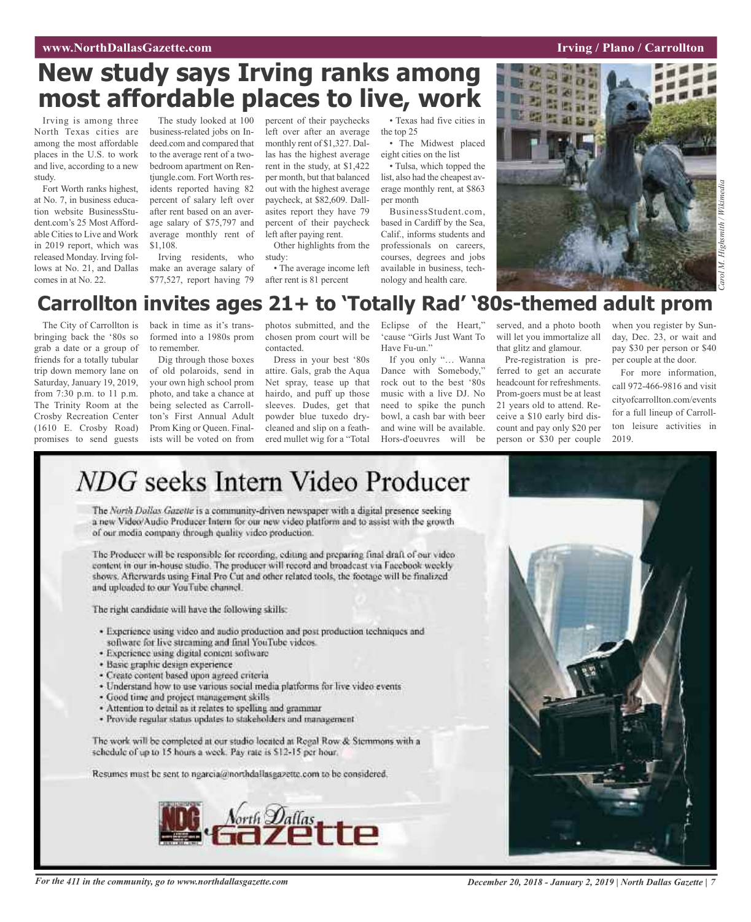# New study says Irving ranks among most affordable places to live, work

Irving is among three North Texas cities are among the most affordable places in the U.S. to work and live, according to a new study.

Fort Worth ranks highest, at No. 7, in business education website BusinessStudent.com's 25 Most Affordable Cities to Live and Work in 2019 report, which was released Monday. Irving follows at No. 21, and Dallas comes in at No. 22.

The study looked at 100 business-related jobs on Indeed.com and compared that to the average rent of a two-bedroom apartment on Rentjungle.com. Fort Worth residents reported having 82 percent of salary left over after rent based on an average salary of $75,797 and average monthly rent of $1,108.

Irving residents, who make an average salary of $77,527, report having 79 percent of their paychecks left over after an average monthly rent of $1,327. Dallas has the highest average rent in the study, at $1,422 per month, but that balanced out with the highest average paycheck, at $82,609. Dallasites report they have 79 percent of their paycheck left after paying rent.

Other highlights from the study:

- The average income left after rent is 81 percent
- Texas had five cities in the top 25
- The Midwest placed eight cities on the list
- Tulsa, which topped the list, also had the cheapest average monthly rent, at $863 per month

BusinessStudent.com, based in Cardiff by the Sea, Calif., informs students and professionals on careers, courses, degrees and jobs available in business, technology and health care.

Carol M. Highsmith / Wikimedia

# Carrollton invites ages 21+ to 'Totally Rad' '80s-themed adult prom

The City of Carrollton is bringing back the '80s so grab a date or a group of friends for a totally tubular trip down memory lane on Saturday, January 19, 2019, from 7:30 p.m. to 11 p.m. The Trinity Room at the Crosby Recreation Center (1610 E. Crosby Road) promises to send guests back in time as it's transformed into a 1980s prom to remember.

Dig through those boxes of old polaroids, send in your own high school prom photo, and take a chance at being selected as Carrollton's First Annual Adult Prom King or Queen. Finalists will be voted on from photos submitted, and the chosen prom court will be contacted.

Dress in your best '80s attire. Gals, grab the Aqua Net spray, tease up that hairdo, and puff up those sleeves. Dudes, get that powder blue tuxedo dry-cleaned and slip on a feathered mullet wig for a "Total Eclipse of the Heart," 'cause "Girls Just Want To Have Fu-un."

If you only "… Wanna Dance with Somebody," rock out to the best '80s music with a live DJ. No need to spike the punch bowl, a cash bar with beer and wine will be available. Hors-d'oeuvres will be served, and a photo booth will let you immortalize all that glitz and glamour.

Pre-registration is preferred to get an accurate headcount for refreshments. Prom-goers must be at least 21 years old to attend. Receive a $10 early bird discount and pay only $20 per person or $30 per couple when you register by Sunday, Dec. 23, or wait and pay $30 per person or $40 per couple at the door.

For more information, call 972-466-9816 and visit cityofcarrollton.com/events for a full lineup of Carrollton leisure activities in 2019.

# *NDG* seeks Intern Video Producer

The *North Dallas Gazette* is a community-driven newspaper with a digital presence seeking a new Video/Audio Producer Intern for our new video platform and to assist with the growth of our media company through quality video production.

The Producer will be responsible for recording, editing and preparing final draft of our video content in our in-house studio. The producer will record and broadcast via Facebook weekly shows. Afterwards using Final Pro Cut and other related tools, the footage will be finalized and uploaded to our YouTube channel.

The right candidate will have the following skills:

- Experience using video and audio production and post production techniques and software for live streaming and final YouTube videos.
- Experience using digital content software
- Basic graphic design experience
- Create content based upon agreed criteria
- Understand how to use various social media platforms for live video events
- Good time and project management skills
- Attention to detail as it relates to spelling and grammar
- Provide regular status updates to stakeholders and management

The work will be completed at our studio located at Regal Row & Stemmons with a schedule of up to 15 hours a week. Pay rate is $12-15 per hour.

Resumes must be sent to ngarcia@northdallasgazette.com to be considered.

North Dallas Gazette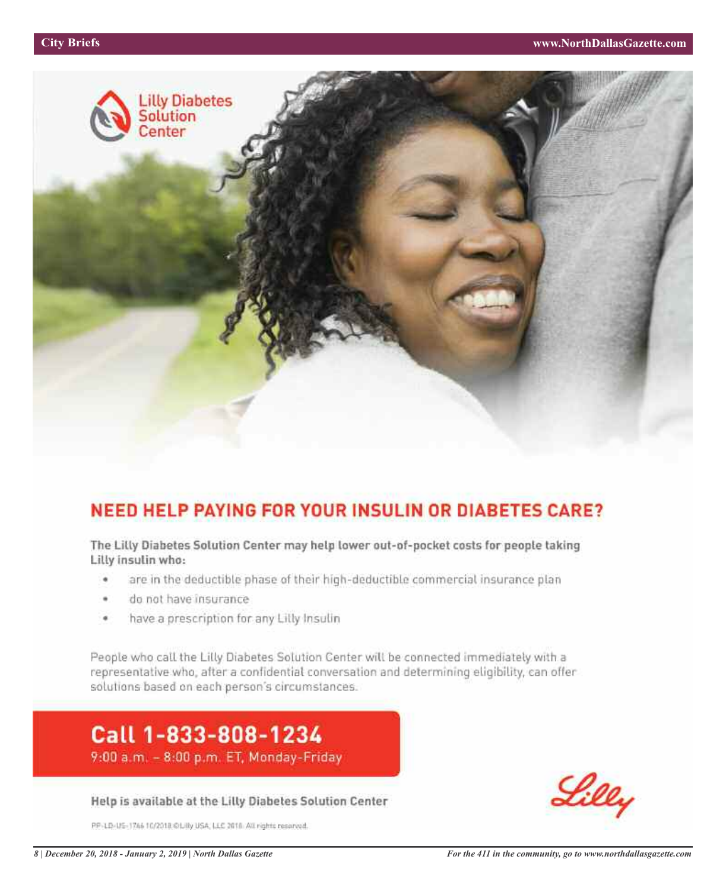Lilly Diabetes Solution Center

## NEED HELP PAYING FOR YOUR INSULIN OR DIABETES CARE?

**The Lilly Diabetes Solution Center may help lower out-of-pocket costs for people taking Lilly insulin who:**

- are in the deductible phase of their high-deductible commercial insurance plan
- do not have insurance
- have a prescription for any Lilly Insulin

People who call the Lilly Diabetes Solution Center will be connected immediately with a representative who, after a confidential conversation and determining eligibility, can offer solutions based on each person's circumstances.

## Call 1-833-808-1234

9:00 a.m. – 8:00 p.m. ET, Monday-Friday

**Help is available at the Lilly Diabetes Solution Center**

Lilly

PP-LD-US-1766 10/2018 ©Lilly USA, LLC 2018. All rights reserved.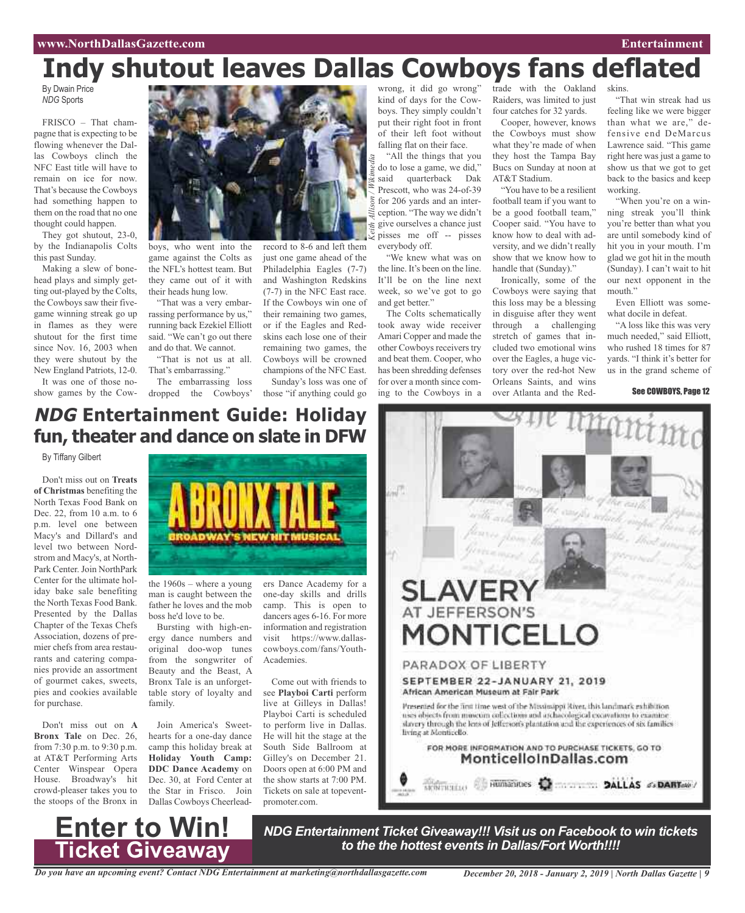# Indy shutout leaves Dallas Cowboys fans deflated

By Dwain Price
*NDG* Sports

FRISCO – That champagne that is expecting to be flowing whenever the Dallas Cowboys clinch the NFC East title will have to remain on ice for now. That's because the Cowboys had something happen to them on the road that no one thought could happen.

They got shutout, 23-0, by the Indianapolis Colts this past Sunday.

Making a slew of bonehead plays and simply getting out-played by the Colts, the Cowboys saw their five-game winning streak go up in flames as they were shutout for the first time since Nov. 16, 2003 when they were shutout by the New England Patriots, 12-0.

It was one of those no-show games by the Cowboys, who went into the game against the Colts as the NFL's hottest team. But they came out of it with their heads hung low.

"That was a very embarrassing performance by us," running back Ezekiel Elliott said. "We can't go out there and do that. We cannot.

"That's not us at all. That's embarrassing."

The embarrassing loss dropped the Cowboys' record to 8-6 and left them just one game ahead of the Philadelphia Eagles (7-7) and Washington Redskins (7-7) in the NFC East race. If the Cowboys win one of their remaining two games, or if the Eagles and Redskins each lose one of their remaining two games, the Cowboys will be crowned champions of the NFC East.

Sunday's loss was one of those "if anything could go wrong, it did go wrong" kind of days for the Cowboys. They simply couldn't put their right foot in front of their left foot without falling flat on their face.

Keith Allison / Wikimedia

"All the things that you do to lose a game, we did," said quarterback Dak Prescott, who was 24-of-39 for 206 yards and an interception. "The way we didn't give ourselves a chance just pisses me off -- pisses everybody off.

"We knew what was on the line. It's been on the line. It'll be on the line next week, so we've got to go and get better."

The Colts schematically took away wide receiver Amari Copper and made the other Cowboys receivers try and beat them. Cooper, who has been shredding defenses for over a month since coming to the Cowboys in a trade with the Oakland Raiders, was limited to just four catches for 32 yards.

Cooper, however, knows the Cowboys must show what they're made of when they host the Tampa Bay Bucs on Sunday at noon at AT&T Stadium.

"You have to be a resilient football team if you want to be a good football team," Cooper said. "You have to know how to deal with adversity, and we didn't really show that we know how to handle that (Sunday)."

Ironically, some of the Cowboys were saying that this loss may be a blessing in disguise after they went through a challenging stretch of games that included two emotional wins over the Eagles, a huge victory over the red-hot New Orleans Saints, and wins over Atlanta and the Redskins.

"That win streak had us feeling like we were bigger than what we are," defensive end DeMarcus Lawrence said. "This game right here was just a game to show us that we got to get back to the basics and keep working.

"When you're on a winning streak you'll think you're better than what you are until somebody kind of hit you in your mouth. I'm glad we got hit in the mouth (Sunday). I can't wait to hit our next opponent in the mouth."

Even Elliott was somewhat docile in defeat.

"A loss like this was very much needed," said Elliott, who rushed 18 times for 87 yards. "I think it's better for us in the grand scheme of

See COWBOYS, Page 12

## *NDG* Entertainment Guide: Holiday fun, theater and dance on slate in DFW

By Tiffany Gilbert

Don't miss out on **Treats of Christmas** benefiting the North Texas Food Bank on Dec. 22, from 10 a.m. to 6 p.m. level one between Macy's and Dillard's and level two between Nordstrom and Macy's, at NorthPark Center. Join NorthPark Center for the ultimate holiday bake sale benefiting the North Texas Food Bank. Presented by the Dallas Chapter of the Texas Chefs Association, dozens of premier chefs from area restaurants and catering companies provide an assortment of gourmet cakes, sweets, pies and cookies available for purchase.

Don't miss out on **A Bronx Tale** on Dec. 26, from 7:30 p.m. to 9:30 p.m. at AT&T Performing Arts Center Winspear Opera House. Broadway's hit crowd-pleaser takes you to the stoops of the Bronx in the 1960s – where a young man is caught between the father he loves and the mob boss he'd love to be.

Bursting with high-energy dance numbers and original doo-wop tunes from the songwriter of Beauty and the Beast, A Bronx Tale is an unforgettable story of loyalty and family.

Join America's Sweethearts for a one-day dance camp this holiday break at **Holiday Youth Camp: DDC Dance Academy** on Dec. 30, at Ford Center at the Star in Frisco. Join Dallas Cowboys Cheerleaders Dance Academy for a one-day skills and drills camp. This is open to dancers ages 6-16. For more information and registration visit https://www.dallascowboys.com/fans/Youth-Academies.

Come out with friends to see **Playboi Carti** perform live at Gilleys in Dallas! Playboi Carti is scheduled to perform live in Dallas. He will hit the stage at the South Side Ballroom at Gilley's on December 21. Doors open at 6:00 PM and the show starts at 7:00 PM. Tickets on sale at topeventpromoter.com.

A BRONX TALE
BROADWAY'S NEW HIT MUSICAL

SLAVERY AT JEFFERSON'S MONTICELLO

PARADOX OF LIBERTY

SEPTEMBER 22–JANUARY 21, 2019

African American Museum at Fair Park

Presented for the first time west of the Mississippi River, this landmark exhibition uses objects from museum collections and archaeological excavations to examine slavery through the lens of Jefferson's plantation and the experiences of six families living at Monticello.

FOR MORE INFORMATION AND TO PURCHASE TICKETS, GO TO MonticelloInDallas.com

**Enter to Win! Ticket Giveaway**

***NDG Entertainment Ticket Giveaway!!! Visit us on Facebook to win tickets to the the hottest events in Dallas/Fort Worth!!!!***

***Do you have an upcoming event? Contact NDG Entertainment at marketing@northdallasgazette.com***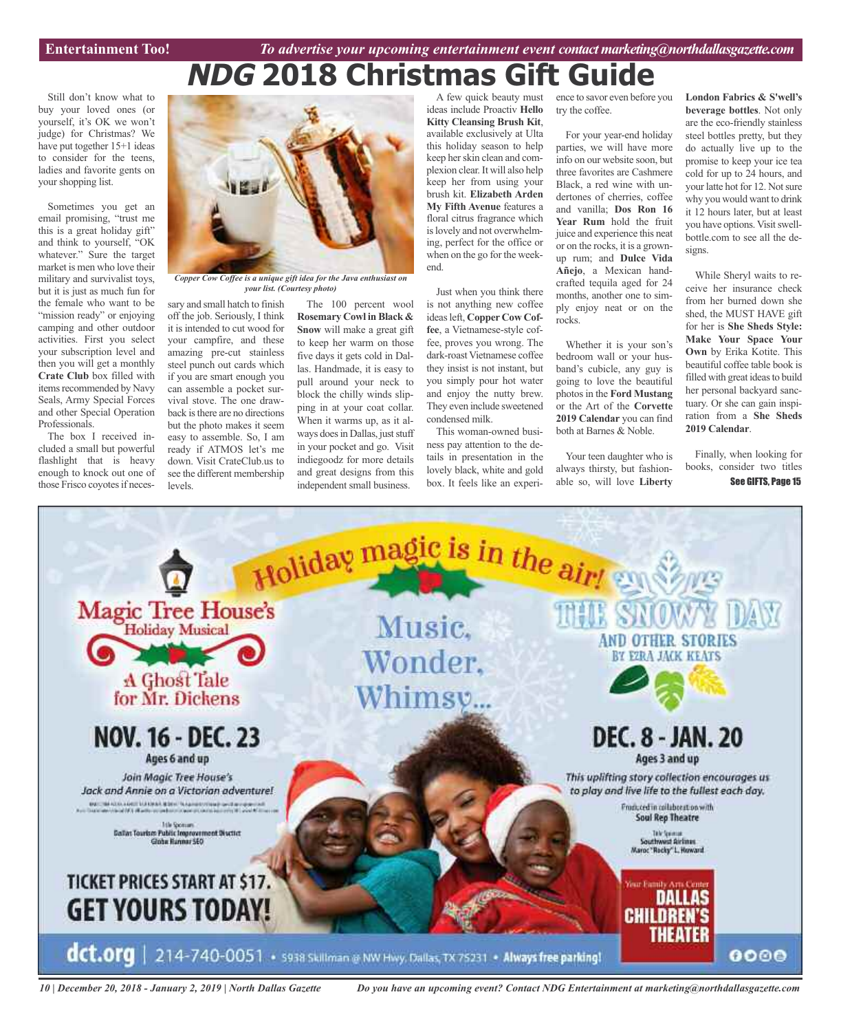# *NDG* 2018 Christmas Gift Guide

Still don't know what to buy your loved ones (or yourself, it's OK we won't judge) for Christmas? We have put together 15+1 ideas to consider for the teens, ladies and favorite gents on your shopping list.

Sometimes you get an email promising, "trust me this is a great holiday gift" and think to yourself, "OK whatever." Sure the target market is men who love their military and survivalist toys, but it is just as much fun for the female who want to be "mission ready" or enjoying camping and other outdoor activities. First you select your subscription level and then you will get a monthly **Crate Club** box filled with items recommended by Navy Seals, Army Special Forces and other Special Operation Professionals.

The box I received included a small but powerful flashlight that is heavy enough to knock out one of those Frisco coyotes if necessary and small hatch to finish off the job. Seriously, I think it is intended to cut wood for your campfire, and these amazing pre-cut stainless steel punch out cards which if you are smart enough you can assemble a pocket survival stove. The one drawback is there are no directions but the photo makes it seem easy to assemble. So, I am ready if ATMOS let's me down. Visit CrateClub.us to see the different membership levels.

*Copper Cow Coffee is a unique gift idea for the Java enthusiast on your list. (Courtesy photo)*

The 100 percent wool **Rosemary Cowl in Black & Snow** will make a great gift to keep her warm on those five days it gets cold in Dallas. Handmade, it is easy to pull around your neck to block the chilly winds slipping in at your coat collar. When it warms up, as it always does in Dallas, just stuff in your pocket and go. Visit indiegoodz for more details and great designs from this independent small business.

A few quick beauty must ideas include Proactiv **Hello Kitty Cleansing Brush Kit**, available exclusively at Ulta this holiday season to help keep her skin clean and complexion clear. It will also help keep her from using your brush kit. **Elizabeth Arden My Fifth Avenue** features a floral citrus fragrance which is lovely and not overwhelming, perfect for the office or when on the go for the weekend.

Just when you think there is not anything new coffee ideas left, **Copper Cow Coffee**, a Vietnamese-style coffee, proves you wrong. The dark-roast Vietnamese coffee they insist is not instant, but you simply pour hot water and enjoy the nutty brew. They even include sweetened condensed milk.

This woman-owned business pay attention to the details in presentation in the lovely black, white and gold box. It feels like an experience to savor even before you try the coffee.

For your year-end holiday parties, we will have more info on our website soon, but three favorites are Cashmere Black, a red wine with undertones of cherries, coffee and vanilla; **Dos Ron 16 Year Rum** hold the fruit juice and experience this neat or on the rocks, it is a grown-up rum; and **Dulce Vida Añejo**, a Mexican handcrafted tequila aged for 24 months, another one to simply enjoy neat or on the rocks.

Whether it is your son's bedroom wall or your husband's cubicle, any guy is going to love the beautiful photos in the **Ford Mustang** or the Art of the **Corvette 2019 Calendar** you can find both at Barnes & Noble.

Your teen daughter who is always thirsty, but fashionable so, will love **Liberty London Fabrics & S'well's beverage bottles**. Not only are the eco-friendly stainless steel bottles pretty, but they do actually live up to the promise to keep your ice tea cold for up to 24 hours, and your latte hot for 12. Not sure why you would want to drink it 12 hours later, but at least you have options. Visit swellbottle.com to see all the designs.

While Sheryl waits to receive her insurance check from her burned down she shed, the MUST HAVE gift for her is **She Sheds Style: Make Your Space Your Own** by Erika Kotite. This beautiful coffee table book is filled with great ideas to build her personal backyard sanctuary. Or she can gain inspiration from a **She Sheds 2019 Calendar**.

Finally, when looking for books, consider two titles

See GIFTS, Page 15

Holiday magic is in the air!

Magic Tree House's Holiday Musical
A Ghost Tale for Mr. Dickens
NOV. 16 - DEC. 23
Ages 6 and up
Join Magic Tree House's Jack and Annie on a Victorian adventure!

Music, Wonder, Whimsy...

THE SNOWY DAY AND OTHER STORIES BY EZRA JACK KEATS
DEC. 8 - JAN. 20
Ages 3 and up
This uplifting story collection encourages us to play and live life to the fullest each day.
Produced in collaboration with Soul Rep Theatre

TICKET PRICES START AT $17. GET YOURS TODAY!

DALLAS CHILDREN'S THEATER

dct.org | 214-740-0051 • 5938 Skillman @ NW Hwy, Dallas, TX 75231 • Always free parking!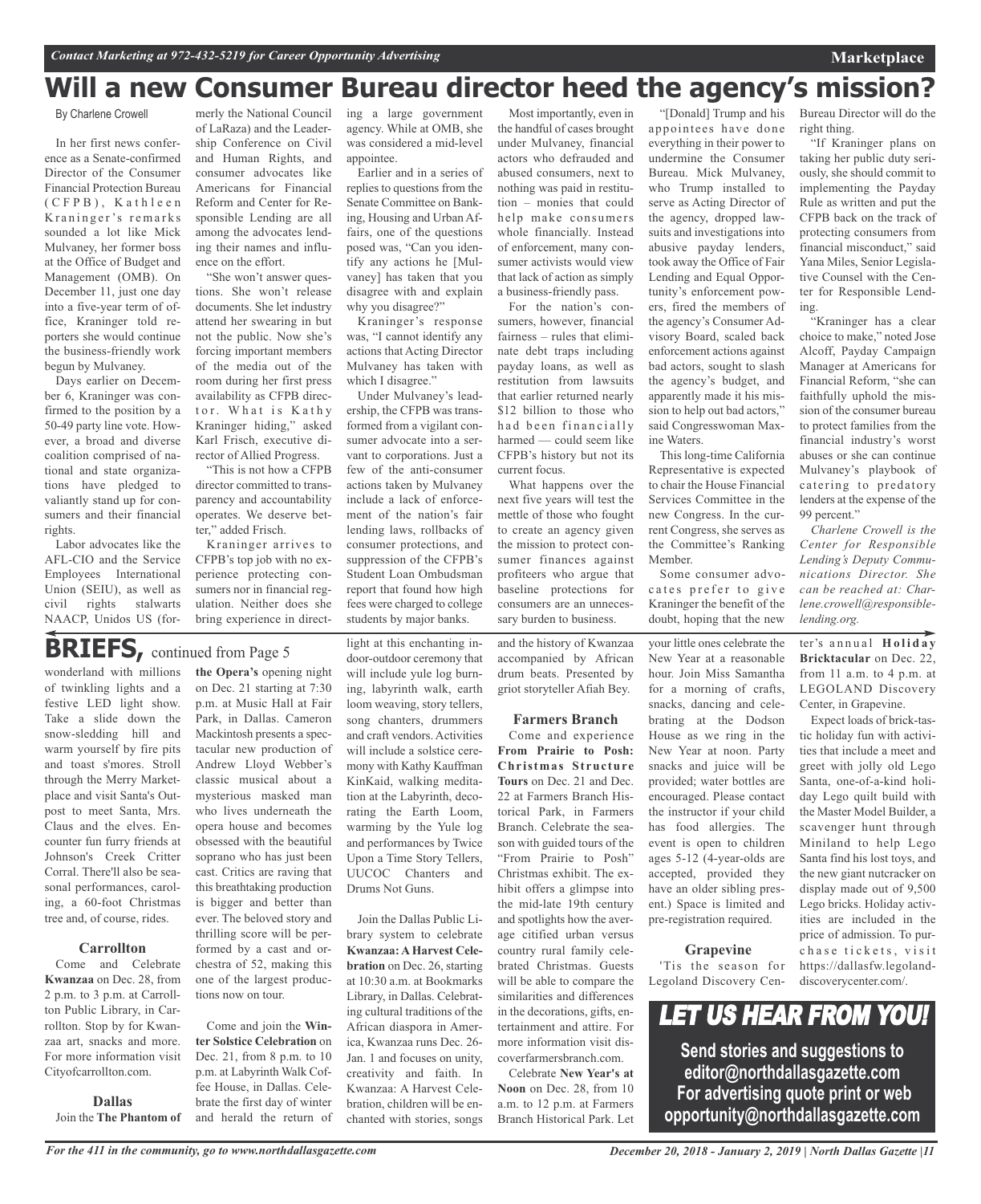# Will a new Consumer Bureau director heed the agency's mission?

By Charlene Crowell

In her first news conference as a Senate-confirmed Director of the Consumer Financial Protection Bureau (CFPB), Kathleen Kraninger's remarks sounded a lot like Mick Mulvaney, her former boss at the Office of Budget and Management (OMB). On December 11, just one day into a five-year term of office, Kraninger told reporters she would continue the business-friendly work begun by Mulvaney.

Days earlier on December 6, Kraninger was confirmed to the position by a 50-49 party line vote. However, a broad and diverse coalition comprised of national and state organizations have pledged to valiantly stand up for consumers and their financial rights.

Labor advocates like the AFL-CIO and the Service Employees International Union (SEIU), as well as civil rights stalwarts NAACP, Unidos US (formerly the National Council of LaRaza) and the Leadership Conference on Civil and Human Rights, and consumer advocates like Americans for Financial Reform and Center for Responsible Lending are all among the advocates lending their names and influence on the effort.

"She won't answer questions. She won't release documents. She let industry attend her swearing in but not the public. Now she's forcing important members of the media out of the room during her first press availability as CFPB director. What is Kathy Kraninger hiding," asked Karl Frisch, executive director of Allied Progress.

"This is not how a CFPB director committed to transparency and accountability operates. We deserve better," added Frisch.

Kraninger arrives to CFPB's top job with no experience protecting consumers nor in financial regulation. Neither does she bring experience in directing a large government agency. While at OMB, she was considered a mid-level appointee.

Earlier and in a series of replies to questions from the Senate Committee on Banking, Housing and Urban Affairs, one of the questions posed was, "Can you identify any actions he [Mulvaney] has taken that you disagree with and explain why you disagree?"

Kraninger's response was, "I cannot identify any actions that Acting Director Mulvaney has taken with which I disagree."

Under Mulvaney's leadership, the CFPB was transformed from a vigilant consumer advocate into a servant to corporations. Just a few of the anti-consumer actions taken by Mulvaney include a lack of enforcement of the nation's fair lending laws, rollbacks of consumer protections, and suppression of the CFPB's Student Loan Ombudsman report that found how high fees were charged to college students by major banks.

Most importantly, even in the handful of cases brought under Mulvaney, financial actors who defrauded and abused consumers, next to nothing was paid in restitution – monies that could help make consumers whole financially. Instead of enforcement, many consumer activists would view that lack of action as simply a business-friendly pass.

For the nation's consumers, however, financial fairness – rules that eliminate debt traps including payday loans, as well as restitution from lawsuits that earlier returned nearly $12 billion to those who had been financially harmed — could seem like CFPB's history but not its current focus.

What happens over the next five years will test the mettle of those who fought to create an agency given the mission to protect consumer finances against profiteers who argue that baseline protections for consumers are an unnecessary burden to business.

"[Donald] Trump and his appointees have done everything in their power to undermine the Consumer Bureau. Mick Mulvaney, who Trump installed to serve as Acting Director of the agency, dropped lawsuits and investigations into abusive payday lenders, took away the Office of Fair Lending and Equal Opportunity's enforcement powers, fired the members of the agency's Consumer Advisory Board, scaled back enforcement actions against bad actors, sought to slash the agency's budget, and apparently made it his mission to help out bad actors," said Congresswoman Maxine Waters.

This long-time California Representative is expected to chair the House Financial Services Committee in the new Congress. In the current Congress, she serves as the Committee's Ranking Member.

Some consumer advocates prefer to give Kraninger the benefit of the doubt, hoping that the new Bureau Director will do the right thing.

"If Kraninger plans on taking her public duty seriously, she should commit to implementing the Payday Rule as written and put the CFPB back on the track of protecting consumers from financial misconduct," said Yana Miles, Senior Legislative Counsel with the Center for Responsible Lending.

"Kraninger has a clear choice to make," noted Jose Alcoff, Payday Campaign Manager at Americans for Financial Reform, "she can faithfully uphold the mission of the consumer bureau to protect families from the financial industry's worst abuses or she can continue Mulvaney's playbook of catering to predatory lenders at the expense of the 99 percent."

*Charlene Crowell is the Center for Responsible Lending's Deputy Communications Director. She can be reached at: Charlene.crowell@responsiblelending.org.*

# BRIEFS, continued from Page 5

wonderland with millions of twinkling lights and a festive LED light show. Take a slide down the snow-sledding hill and warm yourself by fire pits and toast s'mores. Stroll through the Merry Marketplace and visit Santa's Outpost to meet Santa, Mrs. Claus and the elves. Encounter fun furry friends at Johnson's Creek Critter Corral. There'll also be seasonal performances, caroling, a 60-foot Christmas tree and, of course, rides.

### Carrollton

Come and Celebrate **Kwanzaa** on Dec. 28, from 2 p.m. to 3 p.m. at Carrollton Public Library, in Carrollton. Stop by for Kwanzaa art, snacks and more. For more information visit Cityofcarrollton.com.

### Dallas

Join the **The Phantom of the Opera's** opening night on Dec. 21 starting at 7:30 p.m. at Music Hall at Fair Park, in Dallas. Cameron Mackintosh presents a spectacular new production of Andrew Lloyd Webber's classic musical about a mysterious masked man who lives underneath the opera house and becomes obsessed with the beautiful soprano who has just been cast. Critics are raving that this breathtaking production is bigger and better than ever. The beloved story and thrilling score will be performed by a cast and orchestra of 52, making this one of the largest productions now on tour.

Come and join the **Winter Solstice Celebration** on Dec. 21, from 8 p.m. to 10 p.m. at Labyrinth Walk Coffee House, in Dallas. Celebrate the first day of winter and herald the return of light at this enchanting indoor-outdoor ceremony that will include yule log burning, labyrinth walk, earth loom weaving, story tellers, song chanters, drummers and craft vendors. Activities will include a solstice ceremony with Kathy Kauffman KinKaid, walking meditation at the Labyrinth, decorating the Earth Loom, warming by the Yule log and performances by Twice Upon a Time Story Tellers, UUCOC Chanters and Drums Not Guns.

Join the Dallas Public Library system to celebrate **Kwanzaa: A Harvest Celebration** on Dec. 26, starting at 10:30 a.m. at Bookmarks Library, in Dallas. Celebrating cultural traditions of the African diaspora in America, Kwanzaa runs Dec. 26-Jan. 1 and focuses on unity, creativity and faith. In Kwanzaa: A Harvest Celebration, children will be enchanted with stories, songs and the history of Kwanzaa accompanied by African drum beats. Presented by griot storyteller Afiah Bey.

### Farmers Branch

Come and experience **From Prairie to Posh: Christmas Structure Tours** on Dec. 21 and Dec. 22 at Farmers Branch Historical Park, in Farmers Branch. Celebrate the season with guided tours of the "From Prairie to Posh" Christmas exhibit. The exhibit offers a glimpse into the mid-late 19th century and spotlights how the average citified urban versus country rural family celebrated Christmas. Guests will be able to compare the similarities and differences in the decorations, gifts, entertainment and attire. For more information visit discoverfarmersbranch.com.

Celebrate **New Year's at Noon** on Dec. 28, from 10 a.m. to 12 p.m. at Farmers Branch Historical Park. Let your little ones celebrate the New Year at a reasonable hour. Join Miss Samantha for a morning of crafts, snacks, dancing and celebrating at the Dodson House as we ring in the New Year at noon. Party snacks and juice will be provided; water bottles are encouraged. Please contact the instructor if your child has food allergies. The event is open to children ages 5-12 (4-year-olds are accepted, provided they have an older sibling present.) Space is limited and pre-registration required.

### Grapevine

'Tis the season for Legoland Discovery Center's annual **Holiday Bricktacular** on Dec. 22, from 11 a.m. to 4 p.m. at LEGOLAND Discovery Center, in Grapevine.

Expect loads of brick-tastic holiday fun with activities that include a meet and greet with jolly old Lego Santa, one-of-a-kind holiday Lego quilt build with the Master Model Builder, a scavenger hunt through Miniland to help Lego Santa find his lost toys, and the new giant nutcracker on display made out of 9,500 Lego bricks. Holiday activities are included in the price of admission. To purchase tickets, visit https://dallasfw.legolanddiscoverycenter.com/.

## LET US HEAR FROM YOU!

**Send stories and suggestions to editor@northdallasgazette.com**
**For advertising quote print or web opportunity@northdallasgazette.com**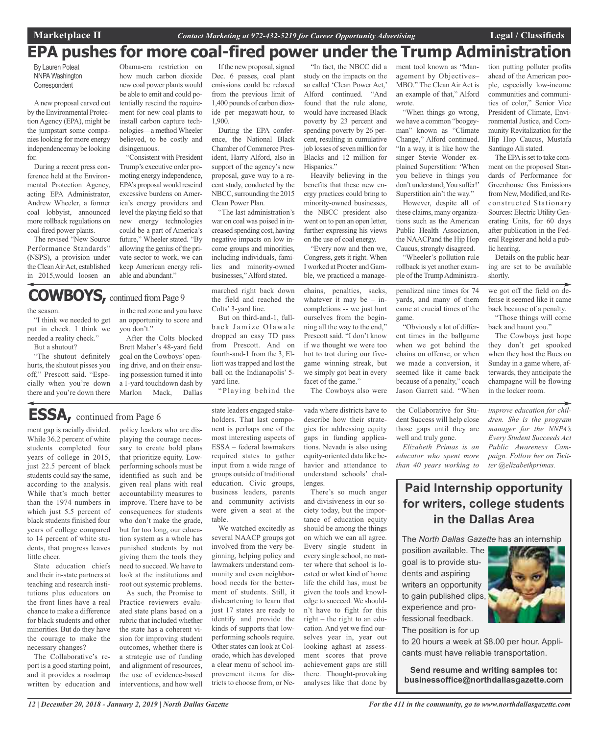# EPA pushes for more coal-fired power under the Trump Administration

By Lauren Poteat
NNPA Washington Correspondent

A new proposal carved out by the Environmental Protection Agency (EPA), might be the jumpstart some companies looking for more energy independencemay be looking for.

During a recent press conference held at the Environmental Protection Agency, acting EPA Administrator, Andrew Wheeler, a former coal lobbyist, announced more rollback regulations on coal-fired power plants.

The revised "New Source Performance Standards" (NSPS), a provision under the Clean Air Act, established in 2015,would loosen an Obama-era restriction on how much carbon dioxide new coal power plants would be able to emit and could potentially rescind the requirement for new coal plants to install carbon capture technologies—a method Wheeler believed, to be costly and disingenuous.

"Consistent with President Trump's executive order promoting energy independence, EPA's proposal would rescind excessive burdens on America's energy providers and level the playing field so that new energy technologies could be a part of America's future," Wheeler stated. "By allowing the genius of the private sector to work, we can keep American energy reliable and abundant."

If the new proposal, signed Dec. 6 passes, coal plant emissions could be relaxed from the previous limit of 1,400 pounds of carbon dioxide per megawatt-hour, to 1,900.

During the EPA conference, the National Black Chamber of Commerce President, Harry Alford, also in support of the agency's new proposal, gave way to a recent study, conducted by the NBCC, surrounding the 2015 Clean Power Plan.

"The last administration's war on coal was poised in increased spending cost, having negative impacts on low income groups and minorities, including individuals, families and minority-owned businesses," Alford stated.

"In fact, the NBCC did a study on the impacts on the so called 'Clean Power Act,' Alford continued. "And found that the rule alone, would have increased Black poverty by 23 percent and spending poverty by 26 percent, resulting in cumulative job losses of seven million for Blacks and 12 million for Hispanics."

Heavily believing in the benefits that these new energy practices could bring to minority-owned businesses, the NBCC president also went on to pen an open letter, further expressing his views on the use of coal energy.

"Every now and then we, Congress, gets it right. When I worked at Procter and Gamble, we practiced a management tool known as "Management by Objectives–MBO." The Clean Air Act is an example of that," Alford wrote.

"When things go wrong, we have a common "boogeyman" known as "Climate Change," Alford continued. "In a way, it is like how the singer Stevie Wonder explained Superstition: 'When you believe in things you don't understand; You suffer!' Superstition ain't the way."

However, despite all of these claims, many organizations such as the American Public Health Association, the NAACPand the Hip Hop Caucus, strongly disagreed.

"Wheeler's pollution rule rollback is yet another example of the Trump Administration putting polluter profits ahead of the American people, especially low-income communities and communities of color," Senior Vice President of Climate, Environmental Justice, and Community Revitalization for the Hip Hop Caucus, Mustafa Santiago Ali stated.

The EPA is set to take comment on the proposed Standards of Performance for Greenhouse Gas Emissions from New, Modified, and Reconstructed Stationary Sources: Electric Utility Generating Units, for 60 days after publication in the Federal Register and hold a public hearing.

Details on the public hearing are set to be available shortly.

## COWBOYS, continued from Page 9

the season.

"I think we needed to get put in check. I think we needed a reality check."

But a shutout?

"The shutout definitely hurts, the shutout pisses you off," Prescott said. "Especially when you're down there and you're down there in the red zone and you have an opportunity to score and you don't."

After the Colts blocked Brett Maher's 48-yard field goal on the Cowboys' opening drive, and on their ensuing possession turned it into a 1-yard touchdown dash by Marlon Mack, Dallas marched right back down the field and reached the Colts' 3-yard line.

But on third-and-1, fullback Jamize Olawale dropped an easy TD pass from Prescott. And on fourth-and-1 from the 3, Elliott was trapped and lost the ball on the Indianapolis' 5-yard line.

"Playing behind the chains, penalties, sacks, whatever it may be – incompletions -- we just hurt ourselves from the beginning all the way to the end," Prescott said. "I don't know if we thought we were too hot to trot during our five-game winning streak, but we simply got beat in every facet of the game."

The Cowboys also were penalized nine times for 74 yards, and many of them came at crucial times of the game.

"Obviously a lot of different times in the ballgame when we got behind the chains on offense, or when we made a conversion, it seemed like it came back because of a penalty," coach Jason Garrett said. "When we got off the field on defense it seemed like it came back because of a penalty.

"Those things will come back and haunt you."

The Cowboys just hope they don't get spooked when they host the Bucs on Sunday in a game where, afterwards, they anticipate the champagne will be flowing in the locker room.

## ESSA, continued from Page 6

ment gap is racially divided. While 36.2 percent of white students completed four years of college in 2015, just 22.5 percent of black students could say the same, according to the analysis. While that's much better than the 1974 numbers in which just 5.5 percent of black students finished four years of college compared to 14 percent of white students, that progress leaves little cheer.

State education chiefs and their in-state partners at teaching and research institutions plus educators on the front lines have a real chance to make a difference for black students and other minorities. But do they have the courage to make the necessary changes?

The Collaborative's report is a good starting point, and it provides a roadmap written by education and policy leaders who are displaying the courage necessary to create bold plans that prioritize equity. Low-performing schools must be identified as such and be given real plans with real accountability measures to improve. There have to be consequences for students who don't make the grade, but for too long, our education system as a whole has punished students by not giving them the tools they need to succeed. We have to look at the institutions and root out systemic problems.

As such, the Promise to Practice reviewers evaluated state plans based on a rubric that included whether the state has a coherent vision for improving student outcomes, whether there is a strategic use of funding and alignment of resources, the use of evidence-based interventions, and how well state leaders engaged stakeholders. That last component is perhaps one of the most interesting aspects of ESSA – federal lawmakers required states to gather input from a wide range of groups outside of traditional education. Civic groups, business leaders, parents and community activists were given a seat at the table.

We watched excitedly as several NAACP groups got involved from the very beginning, helping policy and lawmakers understand community and even neighborhood needs for the betterment of students. Still, it disheartening to learn that just 17 states are ready to identify and provide the kinds of supports that low-performing schools require. Other states can look at Colorado, which has developed a clear menu of school improvement items for districts to choose from, or Nevada where districts have to describe how their strategies for addressing equity gaps in funding applications. Nevada is also using equity-oriented data like behavior and attendance to understand schools' challenges.

There's so much anger and divisiveness in our society today, but the importance of education equity should be among the things on which we can all agree. Every single student in every single school, no matter where that school is located or what kind of home life the child has, must be given the tools and knowledge to succeed. We shouldn't have to fight for this right – the right to an education. And yet we find ourselves year in, year out looking aghast at assessment scores that prove achievement gaps are still there. Thought-provoking analyses like that done by the Collaborative for Student Success will help close those gaps until they are well and truly gone.

*Elizabeth Primas is an educator who spent more than 40 years working to improve education for children. She is the program manager for the NNPA's Every Student Succeeds Act Public Awareness Campaign. Follow her on Twitter @elizabethprimas.*

## Paid Internship opportunity for writers, college students in the Dallas Area

The *North Dallas Gazette* has an internship position available. The goal is to provide students and aspiring writers an opportunity to gain published clips, experience and professional feedback. The position is for up to 20 hours a week at $8.00 per hour. Applicants must have reliable transportation.

**Send resume and writing samples to: businessoffice@northdallasgazette.com**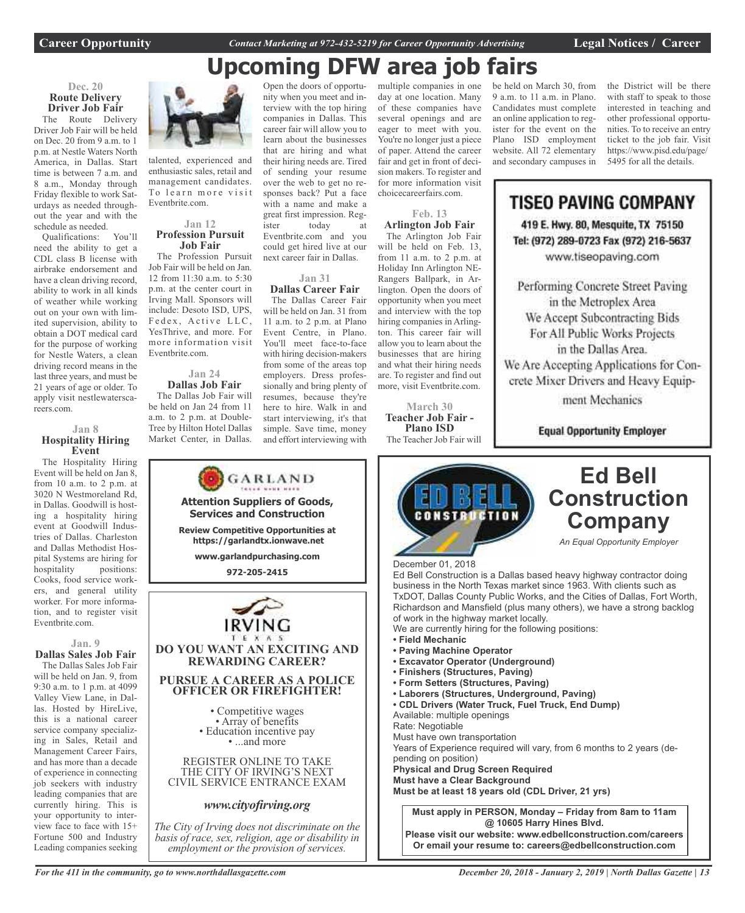# Upcoming DFW area job fairs

**Dec. 20**

### Route Delivery Driver Job Fair

The Route Delivery Driver Job Fair will be held on Dec. 20 from 9 a.m. to 1 p.m. at Nestle Waters North America, in Dallas. Start time is between 7 a.m. and 8 a.m., Monday through Friday flexible to work Saturdays as needed throughout the year and with the schedule as needed.

Qualifications: You'll need the ability to get a CDL class B license with airbrake endorsement and have a clean driving record, ability to work in all kinds of weather while working out on your own with limited supervision, ability to obtain a DOT medical card for the purpose of working for Nestle Waters, a clean driving record means in the last three years, and must be 21 years of age or older. To apply visit nestlewaterscareers.com.

**Jan 8**

### Hospitality Hiring Event

The Hospitality Hiring Event will be held on Jan 8, from 10 a.m. to 2 p.m. at 3020 N Westmoreland Rd, in Dallas. Goodwill is hosting a hospitality hiring event at Goodwill Industries of Dallas. Charleston and Dallas Methodist Hospital Systems are hiring for hospitality positions: Cooks, food service workers, and general utility worker. For more information, and to register visit Eventbrite.com.

**Jan. 9**

### Dallas Sales Job Fair

The Dallas Sales Job Fair will be held on Jan. 9, from 9:30 a.m. to 1 p.m. at 4099 Valley View Lane, in Dallas. Hosted by HireLive, this is a national career service company specializing in Sales, Retail and Management Career Fairs, and has more than a decade of experience in connecting job seekers with industry leading companies that are currently hiring. This is your opportunity to interview face to face with 15+ Fortune 500 and Industry Leading companies seeking talented, experienced and enthusiastic sales, retail and management candidates. To learn more visit Eventbrite.com.

**Jan 12**

### Profession Pursuit Job Fair

The Profession Pursuit Job Fair will be held on Jan. 12 from 11:30 a.m. to 5:30 p.m. at the center court in Irving Mall. Sponsors will include: Desoto ISD, UPS, Fedex, Active LLC, YesThrive, and more. For more information visit Eventbrite.com.

**Jan 24**

### Dallas Job Fair

The Dallas Job Fair will be held on Jan 24 from 11 a.m. to 2 p.m. at Double-Tree by Hilton Hotel Dallas Market Center, in Dallas. Open the doors of opportunity when you meet and interview with the top hiring companies in Dallas. This career fair will allow you to learn about the businesses that are hiring and what their hiring needs are. Tired of sending your resume over the web to get no responses back? Put a face with a name and make a great first impression. Register today at Eventbrite.com and you could get hired live at our next career fair in Dallas.

**Jan 31**

### Dallas Career Fair

The Dallas Career Fair will be held on Jan. 31 from 11 a.m. to 2 p.m. at Plano Event Centre, in Plano. You'll meet face-to-face with hiring decision-makers from some of the areas top employers. Dress professionally and bring plenty of resumes, because they're here to hire. Walk in and start interviewing, it's that simple. Save time, money and effort interviewing with multiple companies in one day at one location. Many of these companies have several openings and are eager to meet with you. You're no longer just a piece of paper. Attend the career fair and get in front of decision makers. To register and for more information visit choicecareerfairs.com.

**Feb. 13**

### Arlington Job Fair

The Arlington Job Fair will be held on Feb. 13, from 11 a.m. to 2 p.m. at Holiday Inn Arlington NE-Rangers Ballpark, in Arlington. Open the doors of opportunity when you meet and interview with the top hiring companies in Arlington. This career fair will allow you to learn about the businesses that are hiring and what their hiring needs are. To register and find out more, visit Eventbrite.com.

**March 30**

### Teacher Job Fair - Plano ISD

The Teacher Job Fair will be held on March 30, from 9 a.m. to 11 a.m. in Plano. Candidates must complete an online application to register for the event on the Plano ISD employment website. All 72 elementary and secondary campuses in the District will be there with staff to speak to those interested in teaching and other professional opportunities. To to receive an entry ticket to the job fair. Visit https://www.pisd.edu/page/5495 for all the details.

---

## TISEO PAVING COMPANY

419 E. Hwy. 80, Mesquite, TX 75150
Tel: (972) 289-0723 Fax (972) 216-5637
www.tiseopaving.com

Performing Concrete Street Paving in the Metroplex Area
We Accept Subcontracting Bids For All Public Works Projects in the Dallas Area.
We Are Accepting Applications for Concrete Mixer Drivers and Heavy Equipment Mechanics

**Equal Opportunity Employer**

---

GARLAND

**Attention Suppliers of Goods, Services and Construction**

**Review Competitive Opportunities at https://garlandtx.ionwave.net**

**www.garlandpurchasing.com**

**972-205-2415**

---

IRVING TEXAS

**DO YOU WANT AN EXCITING AND REWARDING CAREER?**

**PURSUE A CAREER AS A POLICE OFFICER OR FIREFIGHTER!**

- Competitive wages
- Array of benefits
- Education incentive pay
- ...and more

REGISTER ONLINE TO TAKE THE CITY OF IRVING'S NEXT CIVIL SERVICE ENTRANCE EXAM

***www.cityofirving.org***

*The City of Irving does not discriminate on the basis of race, sex, religion, age or disability in employment or the provision of services.*

---

## Ed Bell Construction Company

*An Equal Opportunity Employer*

December 01, 2018

Ed Bell Construction is a Dallas based heavy highway contractor doing business in the North Texas market since 1963. With clients such as TxDOT, Dallas County Public Works, and the Cities of Dallas, Fort Worth, Richardson and Mansfield (plus many others), we have a strong backlog of work in the highway market locally.

We are currently hiring for the following positions:

- **Field Mechanic**
- **Paving Machine Operator**
- **Excavator Operator (Underground)**
- **Finishers (Structures, Paving)**
- **Form Setters (Structures, Paving)**
- **Laborers (Structures, Underground, Paving)**
- **CDL Drivers (Water Truck, Fuel Truck, End Dump)**

Available: multiple openings
Rate: Negotiable
Must have own transportation
Years of Experience required will vary, from 6 months to 2 years (depending on position)
**Physical and Drug Screen Required**
**Must have a Clear Background**
**Must be at least 18 years old (CDL Driver, 21 yrs)**

**Must apply in PERSON, Monday – Friday from 8am to 11am @ 10605 Harry Hines Blvd.**
**Please visit our website: www.edbellconstruction.com/careers**
**Or email your resume to: careers@edbellconstruction.com**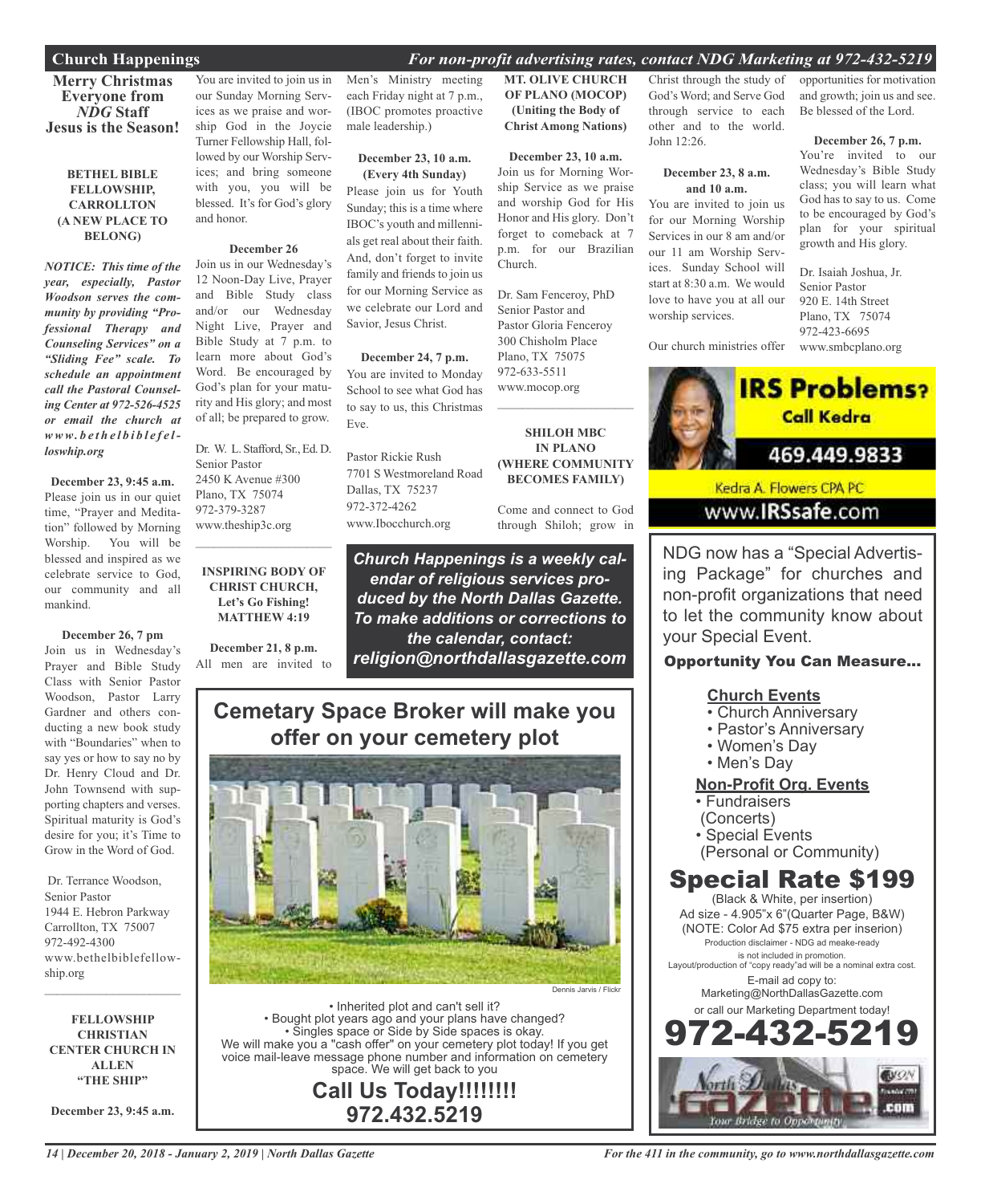## Church Happenings

*For non-profit advertising rates, contact NDG Marketing at 972-432-5219*

**Merry Christmas Everyone from *NDG* Staff Jesus is the Season!**

### BETHEL BIBLE FELLOWSHIP, CARROLLTON (A NEW PLACE TO BELONG)

***NOTICE: This time of the year, especially, Pastor Woodson serves the community by providing "Professional Therapy and Counseling Services" on a "Sliding Fee" scale. To schedule an appointment call the Pastoral Counseling Center at 972-526-4525 or email the church at www.bethelbiblefelloswhip.org***

**December 23, 9:45 a.m.**
Please join us in our quiet time, "Prayer and Meditation" followed by Morning Worship. You will be blessed and inspired as we celebrate service to God, our community and all mankind.

**December 26, 7 pm**
Join us in Wednesday's Prayer and Bible Study Class with Senior Pastor Woodson, Pastor Larry Gardner and others conducting a new book study with "Boundaries" when to say yes or how to say no by Dr. Henry Cloud and Dr. John Townsend with supporting chapters and verses. Spiritual maturity is God's desire for you; it's Time to Grow in the Word of God.

Dr. Terrance Woodson,
Senior Pastor
1944 E. Hebron Parkway
Carrollton, TX 75007
972-492-4300
www.bethelbiblefellowship.org

---

### FELLOWSHIP CHRISTIAN CENTER CHURCH IN ALLEN "THE SHIP"

**December 23, 9:45 a.m.**
You are invited to join us in our Sunday Morning Services as we praise and worship God in the Joycie Turner Fellowship Hall, followed by our Worship Services; and bring someone with you, you will be blessed. It's for God's glory and honor.

**December 26**
Join us in our Wednesday's 12 Noon-Day Live, Prayer and Bible Study class and/or our Wednesday Night Live, Prayer and Bible Study at 7 p.m. to learn more about God's Word. Be encouraged by God's plan for your maturity and His glory; and most of all; be prepared to grow.

Dr. W. L. Stafford, Sr., Ed. D.
Senior Pastor
2450 K Avenue #300
Plano, TX 75074
972-379-3287
www.theship3c.org

---

### INSPIRING BODY OF CHRIST CHURCH, Let's Go Fishing! MATTHEW 4:19

**December 21, 8 p.m.**
All men are invited to Men's Ministry meeting each Friday night at 7 p.m., (IBOC promotes proactive male leadership.)

**December 23, 10 a.m. (Every 4th Sunday)**
Please join us for Youth Sunday; this is a time where IBOC's youth and millennials get real about their faith. And, don't forget to invite family and friends to join us for our Morning Service as we celebrate our Lord and Savior, Jesus Christ.

**December 24, 7 p.m.**
You are invited to Monday School to see what God has to say to us, this Christmas Eve.

Pastor Rickie Rush
7701 S Westmoreland Road
Dallas, TX 75237
972-372-4262
www.Ibocchurch.org

### MT. OLIVE CHURCH OF PLANO (MOCOP) (Uniting the Body of Christ Among Nations)

**December 23, 10 a.m.**
Join us for Morning Worship Service as we praise and worship God for His Honor and His glory. Don't forget to comeback at 7 p.m. for our Brazilian Church.

Dr. Sam Fenceroy, PhD
Senior Pastor and
Pastor Gloria Fenceroy
300 Chisholm Place
Plano, TX 75075
972-633-5511
www.mocop.org

---

### SHILOH MBC IN PLANO (WHERE COMMUNITY BECOMES FAMILY)

Come and connect to God through Shiloh; grow in Christ through the study of God's Word; and Serve God through service to each other and to the world. John 12:26.

**December 23, 8 a.m. and 10 a.m.**
You are invited to join us for our Morning Worship Services in our 8 am and/or our 11 am Worship Services. Sunday School will start at 8:30 a.m. We would love to have you at all our worship services.

Our church ministries offer opportunities for motivation and growth; join us and see. Be blessed of the Lord.

**December 26, 7 p.m.**
You're invited to our Wednesday's Bible Study class; you will learn what God has to say to us. Come to be encouraged by God's plan for your spiritual growth and His glory.

Dr. Isaiah Joshua, Jr.
Senior Pastor
920 E. 14th Street
Plano, TX 75074
972-423-6695
www.smbcplano.org

***Church Happenings is a weekly calendar of religious services produced by the North Dallas Gazette. To make additions or corrections to the calendar, contact: religion@northdallasgazette.com***

## Cemetary Space Broker will make you offer on your cemetery plot

Dennis Jarvis / Flickr

- Inherited plot and can't sell it?
- Bought plot years ago and your plans have changed?
- Singles space or Side by Side spaces is okay.

We will make you a "cash offer" on your cemetery plot today! If you get voice mail-leave message phone number and information on cemetery space. We will get back to you

**Call Us Today!!!!!!!!**
**972.432.5219**

**IRS Problems? Call Kedra**
**469.449.9833**
Kedra A. Flowers CPA PC
www.IRSsafe.com

NDG now has a "Special Advertising Package" for churches and non-profit organizations that need to let the community know about your Special Event.

**Opportunity You Can Measure...**

**Church Events**
- Church Anniversary
- Pastor's Anniversary
- Women's Day
- Men's Day

**Non-Profit Org. Events**
- Fundraisers (Concerts)
- Special Events (Personal or Community)

**Special Rate $199**
(Black & White, per insertion)
Ad size - 4.905"x 6"(Quarter Page, B&W)
(NOTE: Color Ad $75 extra per inserion)
Production disclaimer - NDG ad meake-ready is not included in promotion.
Layout/production of "copy ready"ad will be a nominal extra cost.
E-mail ad copy to:
Marketing@NorthDallasGazette.com
or call our Marketing Department today!
**972-432-5219**

North Dallas Gazette .com — Your Bridge to Opportunity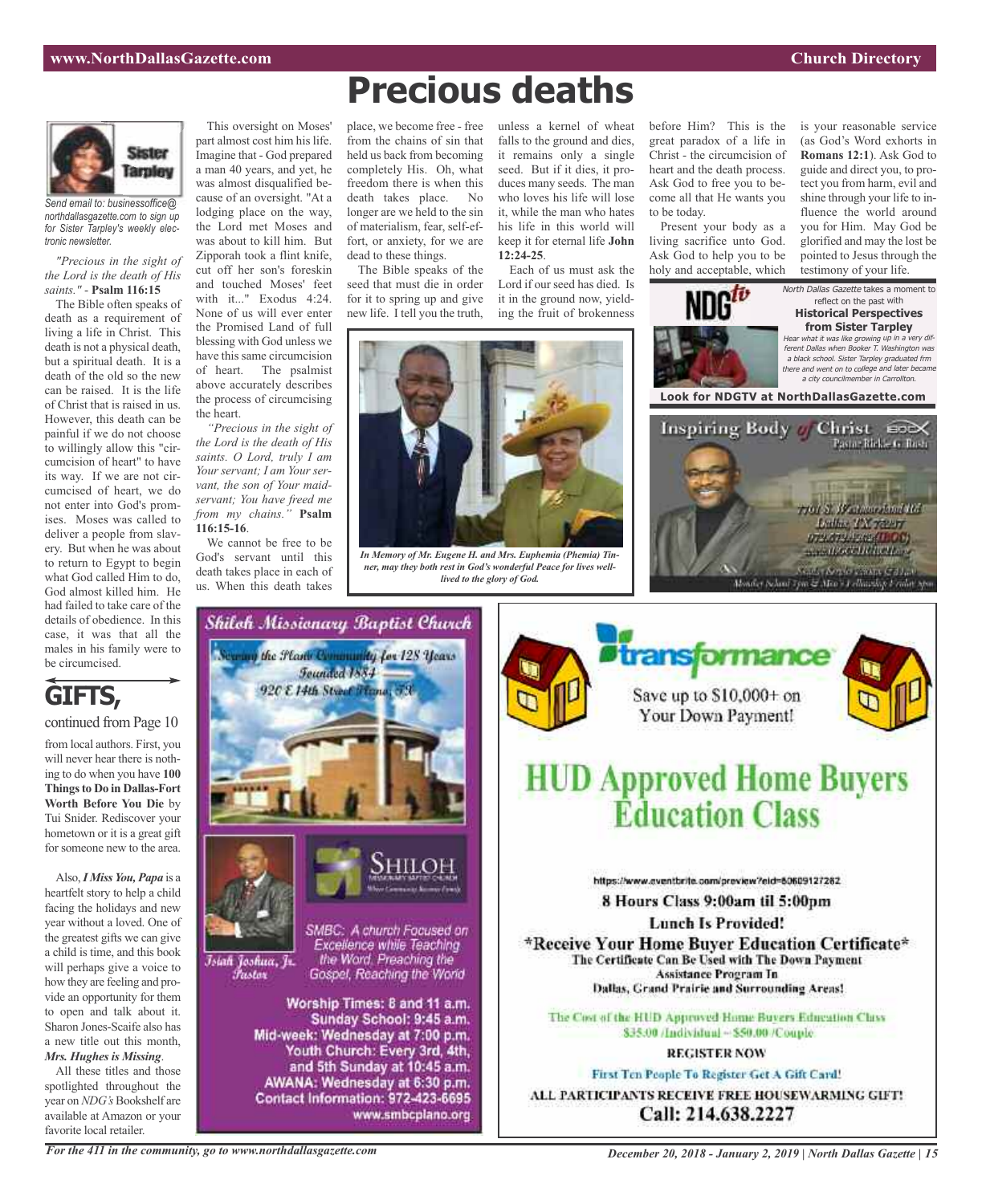# Precious deaths

Send email to: businessoffice@northdallasgazette.com to sign up for Sister Tarpley's weekly electronic newsletter.

*"Precious in the sight of the Lord is the death of His saints."* - **Psalm 116:15**

The Bible often speaks of death as a requirement of living a life in Christ. This death is not a physical death, but a spiritual death. It is a death of the old so the new can be raised. It is the life of Christ that is raised in us. However, this death can be painful if we do not choose to willingly allow this "circumcision of heart" to have its way. If we are not circumcised of heart, we do not enter into God's promises. Moses was called to deliver a people from slavery. But when he was about to return to Egypt to begin what God called Him to do, God almost killed him. He had failed to take care of the details of obedience. In this case, it was that all the males in his family were to be circumcised.

This oversight on Moses' part almost cost him his life. Imagine that - God prepared a man 40 years, and yet, he was almost disqualified because of an oversight. "At a lodging place on the way, the Lord met Moses and was about to kill him. But Zipporah took a flint knife, cut off her son's foreskin and touched Moses' feet with it..." Exodus 4:24. None of us will ever enter the Promised Land of full blessing with God unless we have this same circumcision of heart. The psalmist above accurately describes the process of circumcising the heart.

*"Precious in the sight of the Lord is the death of His saints. O Lord, truly I am Your servant; I am Your servant, the son of Your maidservant; You have freed me from my chains."* **Psalm 116:15-16**.

We cannot be free to be God's servant until this death takes place in each of us. When this death takes place, we become free - free from the chains of sin that held us back from becoming completely His. Oh, what freedom there is when this death takes place. No longer are we held to the sin of materialism, fear, self-effort, or anxiety, for we are dead to these things.

The Bible speaks of the seed that must die in order for it to spring up and give new life. I tell you the truth, unless a kernel of wheat falls to the ground and dies, it remains only a single seed. But if it dies, it produces many seeds. The man who loves his life will lose it, while the man who hates his life in this world will keep it for eternal life **John 12:24-25**.

Each of us must ask the Lord if our seed has died. Is it in the ground now, yielding the fruit of brokenness before Him? This is the great paradox of a life in Christ - the circumcision of heart and the death process. Ask God to free you to become all that He wants you to be today.

Present your body as a living sacrifice unto God. Ask God to help you to be holy and acceptable, which is your reasonable service (as God's Word exhorts in **Romans 12:1**). Ask God to guide and direct you, to protect you from harm, evil and shine through your life to influence the world around you for Him. May God be glorified and may the lost be pointed to Jesus through the testimony of your life.

*In Memory of Mr. Eugene H. and Mrs. Euphemia (Phemia) Tinner, may they both rest in God's wonderful Peace for lives well-lived to the glory of God.*

## GIFTS,

continued from Page 10

from local authors. First, you will never hear there is nothing to do when you have **100 Things to Do in Dallas-Fort Worth Before You Die** by Tui Snider. Rediscover your hometown or it is a great gift for someone new to the area.

Also, ***I Miss You, Papa*** is a heartfelt story to help a child facing the holidays and new year without a loved. One of the greatest gifts we can give a child is time, and this book will perhaps give a voice to how they are feeling and provide an opportunity for them to open and talk about it. Sharon Jones-Scaife also has a new title out this month, ***Mrs. Hughes is Missing***.

All these titles and those spotlighted throughout the year on *NDG's* Bookshelf are available at Amazon or your favorite local retailer.

---

NDG tv

*North Dallas Gazette* takes a moment to reflect on the past with **Historical Perspectives from Sister Tarpley**

*Hear what it was like growing up in a very different Dallas when Booker T. Washington was a black school. Sister Tarpley graduated frm there and went on to college and later became a city councilmember in Carrollton.*

**Look for NDGTV at NorthDallasGazette.com**

---

Inspiring Body of Christ

Pastor Rickie G. Rush

---

Shiloh Missionary Baptist Church

Serving the Plano Community for 128 Years
Founded 1884
920 E 14th Street Plano, TX

SHILOH

Isiah Joshua, Jr.
Pastor

SMBC: A church Focused on Excellence while Teaching the Word. Preaching the Gospel, Reaching the World

Worship Times: 8 and 11 a.m.
Sunday School: 9:45 a.m.
Mid-week: Wednesday at 7:00 p.m.
Youth Church: Every 3rd, 4th, and 5th Sunday at 10:45 a.m.
AWANA: Wednesday at 6:30 p.m.
Contact Information: 972-423-6695
www.smbcplano.org

---

transformance

Save up to $10,000+ on Your Down Payment!

# HUD Approved Home Buyers Education Class

https://www.eventbrite.com/preview?eid=50609127282

8 Hours Class 9:00am til 5:00pm

Lunch Is Provided!

*Receive Your Home Buyer Education Certificate*

The Certificate Can Be Used with The Down Payment Assistance Program In Dallas, Grand Prairie and Surrounding Areas!

The Cost of the HUD Approved Home Buyers Education Class $35.00 /Individual – $50.00 /Couple

REGISTER NOW

First Ten People To Register Get A Gift Card!

ALL PARTICIPANTS RECEIVE FREE HOUSEWARMING GIFT!

Call: 214.638.2227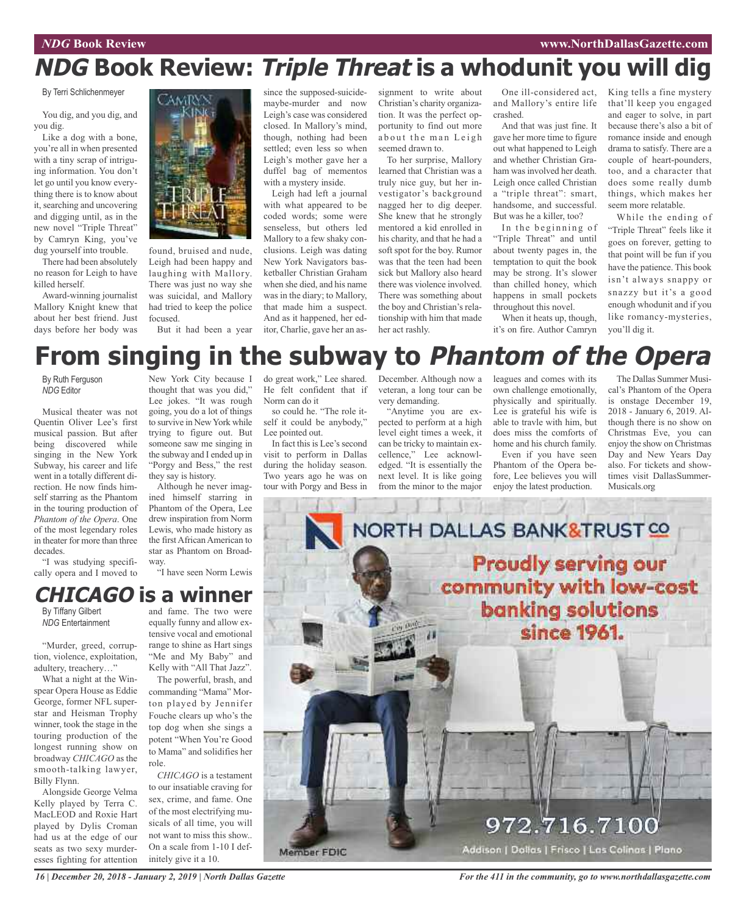# *NDG* Book Review: *Triple Threat* is a whodunit you will dig

By Terri Schlichenmeyer

You dig, and you dig, and you dig.

Like a dog with a bone, you're all in when presented with a tiny scrap of intriguing information. You don't let go until you know everything there is to know about it, searching and uncovering and digging until, as in the new novel "Triple Threat" by Camryn King, you've dug yourself into trouble.

There had been absolutely no reason for Leigh to have killed herself.

Award-winning journalist Mallory Knight knew that about her best friend. Just days before her body was found, bruised and nude, Leigh had been happy and laughing with Mallory. There was just no way she was suicidal, and Mallory had tried to keep the police focused.

But it had been a year since the supposed-suicide-maybe-murder and now Leigh's case was considered closed. In Mallory's mind, though, nothing had been settled; even less so when Leigh's mother gave her a duffel bag of mementos with a mystery inside.

Leigh had left a journal with what appeared to be coded words; some were senseless, but others led Mallory to a few shaky conclusions. Leigh was dating New York Navigators basketballer Christian Graham when she died, and his name was in the diary; to Mallory, that made him a suspect. And as it happened, her editor, Charlie, gave her an assignment to write about Christian's charity organization. It was the perfect opportunity to find out more about the man Leigh seemed drawn to.

To her surprise, Mallory learned that Christian was a truly nice guy, but her investigator's background nagged her to dig deeper. She knew that he strongly mentored a kid enrolled in his charity, and that he had a soft spot for the boy. Rumor was that the teen had been sick but Mallory also heard there was violence involved. There was something about the boy and Christian's relationship with him that made her act rashly.

One ill-considered act, and Mallory's entire life crashed.

And that was just fine. It gave her more time to figure out what happened to Leigh and whether Christian Graham was involved her death. Leigh once called Christian a "triple threat": smart, handsome, and successful. But was he a killer, too?

In the beginning of "Triple Threat" and until about twenty pages in, the temptation to quit the book may be strong. It's slower than chilled honey, which happens in small pockets throughout this novel.

When it heats up, though, it's on fire. Author Camryn King tells a fine mystery that'll keep you engaged and eager to solve, in part because there's also a bit of romance inside and enough drama to satisfy. There are a couple of heart-pounders, too, and a character that does some really dumb things, which makes her seem more relatable.

While the ending of "Triple Threat" feels like it goes on forever, getting to that point will be fun if you have the patience. This book isn't always snappy or snazzy but it's a good enough whodunit and if you like romancy-mysteries, you'll dig it.

# From singing in the subway to *Phantom of the Opera*

By Ruth Ferguson
*NDG* Editor

Musical theater was not Quentin Oliver Lee's first musical passion. But after being discovered while singing in the New York Subway, his career and life went in a totally different direction. He now finds himself starring as the Phantom in the touring production of *Phantom of the Opera*. One of the most legendary roles in theater for more than three decades.

"I was studying specifically opera and I moved to New York City because I thought that was you did," Lee jokes. "It was rough going, you do a lot of things to survive in New York while trying to figure out. But someone saw me singing in the subway and I ended up in "Porgy and Bess," the rest they say is history.

Although he never imagined himself starring in Phantom of the Opera, Lee drew inspiration from Norm Lewis, who made history as the first African American to star as Phantom on Broadway.

"I have seen Norm Lewis do great work," Lee shared. He felt confident that if Norm can do it

so could he. "The role itself it could be anybody," Lee pointed out.

In fact this is Lee's second visit to perform in Dallas during the holiday season. Two years ago he was on tour with Porgy and Bess in December. Although now a veteran, a long tour can be very demanding.

"Anytime you are expected to perform at a high level eight times a week, it can be tricky to maintain excellence," Lee acknowledged. "It is essentially the next level. It is like going from the minor to the major leagues and comes with its own challenge emotionally, physically and spiritually. Lee is grateful his wife is able to travle with him, but does miss the comforts of home and his church family.

Even if you have seen Phantom of the Opera before, Lee believes you will enjoy the latest production.

The Dallas Summer Musical's Phantom of the Opera is onstage December 19, 2018 - January 6, 2019. Although there is no show on Christmas Eve, you can enjoy the show on Christmas Day and New Years Day also. For tickets and showtimes visit DallasSummerMusicals.org

# *CHICAGO* is a winner

By Tiffany Gilbert
*NDG* Entertainment

"Murder, greed, corruption, violence, exploitation, adultery, treachery…"

What a night at the Winspear Opera House as Eddie George, former NFL superstar and Heisman Trophy winner, took the stage in the touring production of the longest running show on broadway *CHICAGO* as the smooth-talking lawyer, Billy Flynn.

Alongside George Velma Kelly played by Terra C. MacLEOD and Roxie Hart played by Dylis Croman had us at the edge of our seats as two sexy murderesses fighting for attention and fame. The two were equally funny and allow extensive vocal and emotional range to shine as Hart sings "Me and My Baby" and Kelly with "All That Jazz".

The powerful, brash, and commanding "Mama" Morton played by Jennifer Fouche clears up who's the top dog when she sings a potent "When You're Good to Mama" and solidifies her role.

*CHICAGO* is a testament to our insatiable craving for sex, crime, and fame. One of the most electrifying musicals of all time, you will not want to miss this show.. On a scale from 1-10 I definitely give it a 10.

NORTH DALLAS BANK&TRUST CO

Proudly serving our community with low-cost banking solutions since 1961.

972.716.7100

Addison | Dallas | Frisco | Las Colinas | Plano

Member FDIC